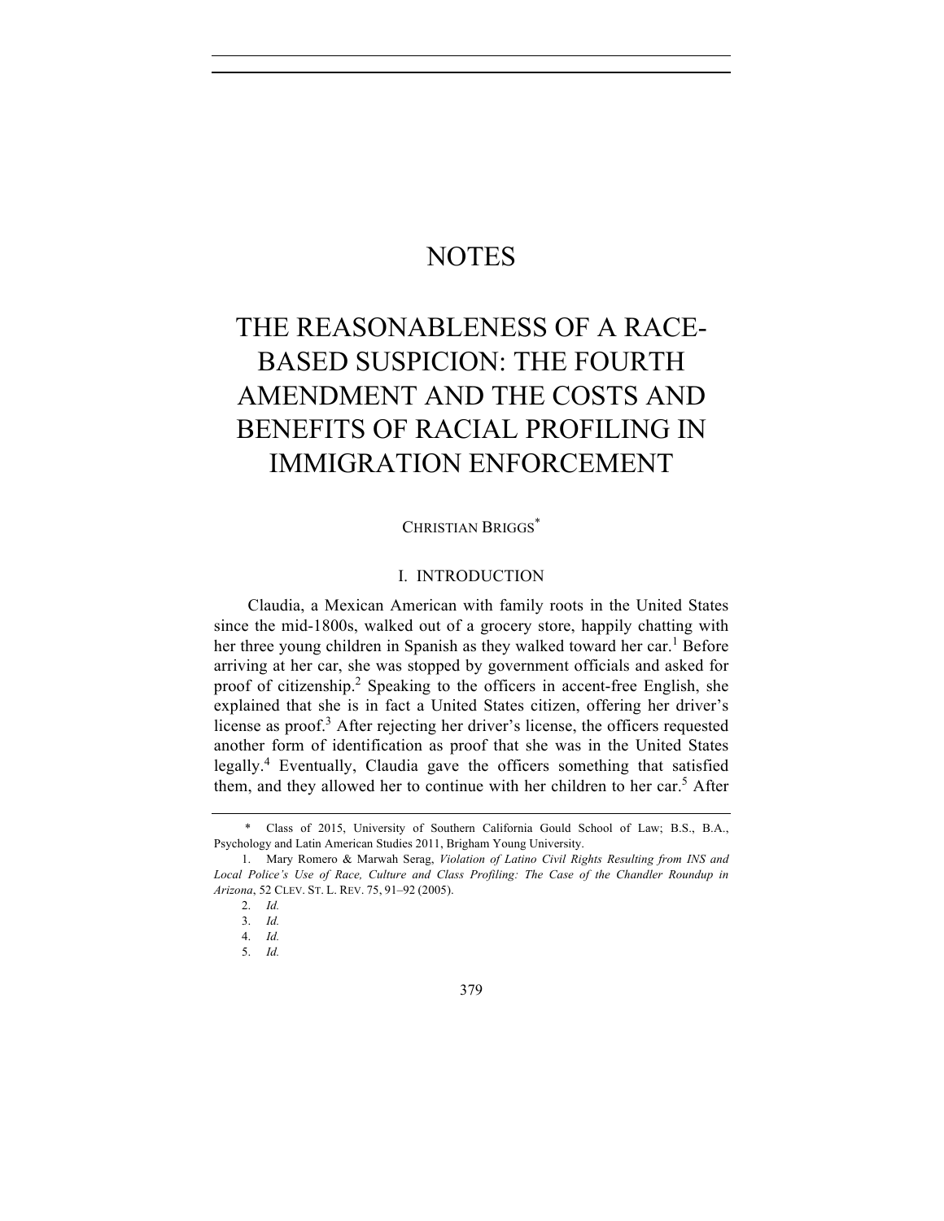# NOTES

# THE REASONABLENESS OF A RACE-BASED SUSPICION: THE FOURTH AMENDMENT AND THE COSTS AND BENEFITS OF RACIAL PROFILING IN IMMIGRATION ENFORCEMENT

CHRISTIAN BRIGGS[*]

## I. INTRODUCTION

Claudia, a Mexican American with family roots in the United States since the mid-1800s, walked out of a grocery store, happily chatting with her three young children in Spanish as they walked toward her car.[1] Before arriving at her car, she was stopped by government officials and asked for proof of citizenship.[2] Speaking to the officers in accent-free English, she explained that she is in fact a United States citizen, offering her driver's license as proof.[3] After rejecting her driver's license, the officers requested another form of identification as proof that she was in the United States legally.[4] Eventually, Claudia gave the officers something that satisfied them, and they allowed her to continue with her children to her car.[5] After

---

\* Class of 2015, University of Southern California Gould School of Law; B.S., B.A., Psychology and Latin American Studies 2011, Brigham Young University.

1. Mary Romero & Marwah Serag, *Violation of Latino Civil Rights Resulting from INS and Local Police's Use of Race, Culture and Class Profiling: The Case of the Chandler Roundup in Arizona*, 52 CLEV. ST. L. REV. 75, 91–92 (2005).

2. *Id.*

3. *Id.*

4. *Id.*

5. *Id.*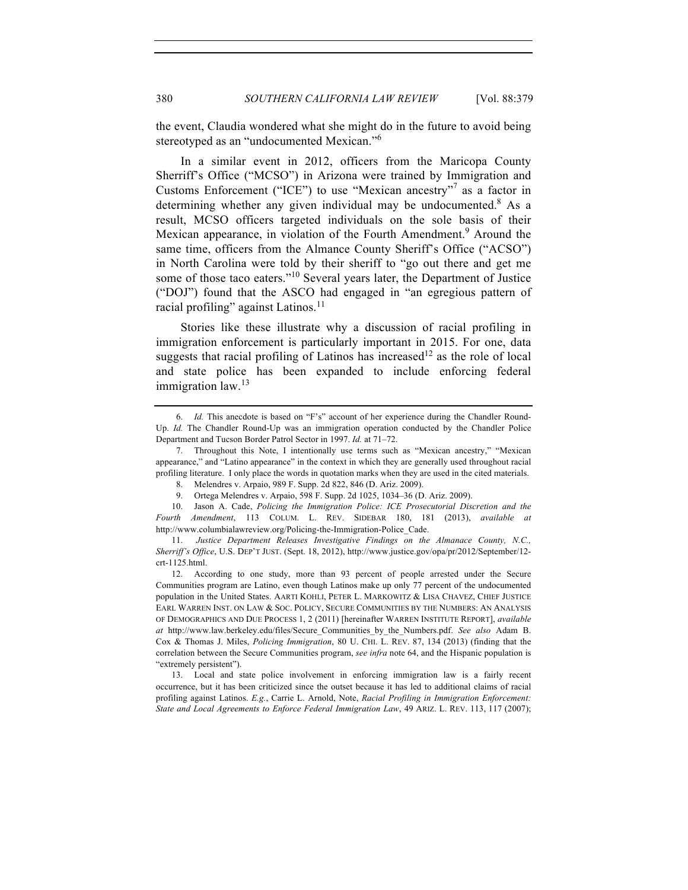the event, Claudia wondered what she might do in the future to avoid being stereotyped as an "undocumented Mexican."[6]

In a similar event in 2012, officers from the Maricopa County Sherriff's Office ("MCSO") in Arizona were trained by Immigration and Customs Enforcement ("ICE") to use "Mexican ancestry"[7] as a factor in determining whether any given individual may be undocumented.[8] As a result, MCSO officers targeted individuals on the sole basis of their Mexican appearance, in violation of the Fourth Amendment.[9] Around the same time, officers from the Almance County Sheriff's Office ("ACSO") in North Carolina were told by their sheriff to "go out there and get me some of those taco eaters."[10] Several years later, the Department of Justice ("DOJ") found that the ASCO had engaged in "an egregious pattern of racial profiling" against Latinos.[11]

Stories like these illustrate why a discussion of racial profiling in immigration enforcement is particularly important in 2015. For one, data suggests that racial profiling of Latinos has increased[12] as the role of local and state police has been expanded to include enforcing federal immigration law.[13]

---

6. *Id.* This anecdote is based on "F's" account of her experience during the Chandler Round-Up. *Id.* The Chandler Round-Up was an immigration operation conducted by the Chandler Police Department and Tucson Border Patrol Sector in 1997. *Id.* at 71–72.

7. Throughout this Note, I intentionally use terms such as "Mexican ancestry," "Mexican appearance," and "Latino appearance" in the context in which they are generally used throughout racial profiling literature. I only place the words in quotation marks when they are used in the cited materials.

8. Melendres v. Arpaio, 989 F. Supp. 2d 822, 846 (D. Ariz. 2009).

9. Ortega Melendres v. Arpaio, 598 F. Supp. 2d 1025, 1034–36 (D. Ariz. 2009).

10. Jason A. Cade, *Policing the Immigration Police: ICE Prosecutorial Discretion and the Fourth Amendment*, 113 COLUM. L. REV. SIDEBAR 180, 181 (2013), *available at* http://www.columbialawreview.org/Policing-the-Immigration-Police_Cade.

11. *Justice Department Releases Investigative Findings on the Almanace County, N.C., Sheriff's Office*, U.S. DEP'T JUST. (Sept. 18, 2012), http://www.justice.gov/opa/pr/2012/September/12-crt-1125.html.

12. According to one study, more than 93 percent of people arrested under the Secure Communities program are Latino, even though Latinos make up only 77 percent of the undocumented population in the United States. AARTI KOHLI, PETER L. MARKOWITZ & LISA CHAVEZ, CHIEF JUSTICE EARL WARREN INST. ON LAW & SOC. POLICY, SECURE COMMUNITIES BY THE NUMBERS: AN ANALYSIS OF DEMOGRAPHICS AND DUE PROCESS 1, 2 (2011) [hereinafter WARREN INSTITUTE REPORT], *available at* http://www.law.berkeley.edu/files/Secure_Communities_by_the_Numbers.pdf. *See also* Adam B. Cox & Thomas J. Miles, *Policing Immigration*, 80 U. CHI. L. REV. 87, 134 (2013) (finding that the correlation between the Secure Communities program, *see infra* note 64, and the Hispanic population is "extremely persistent").

13. Local and state police involvement in enforcing immigration law is a fairly recent occurrence, but it has been criticized since the outset because it has led to additional claims of racial profiling against Latinos. *E.g.*, Carrie L. Arnold, Note, *Racial Profiling in Immigration Enforcement: State and Local Agreements to Enforce Federal Immigration Law*, 49 ARIZ. L. REV. 113, 117 (2007);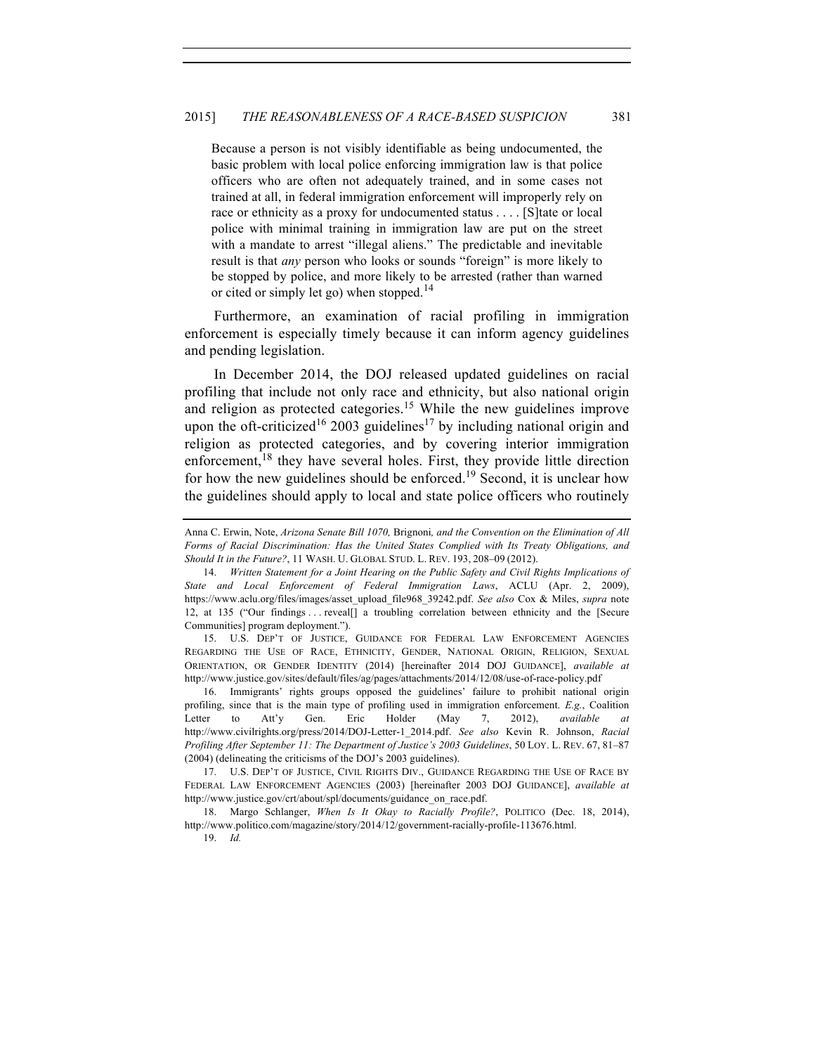> Because a person is not visibly identifiable as being undocumented, the basic problem with local police enforcing immigration law is that police officers who are often not adequately trained, and in some cases not trained at all, in federal immigration enforcement will improperly rely on race or ethnicity as a proxy for undocumented status . . . . [S]tate or local police with minimal training in immigration law are put on the street with a mandate to arrest "illegal aliens." The predictable and inevitable result is that *any* person who looks or sounds "foreign" is more likely to be stopped by police, and more likely to be arrested (rather than warned or cited or simply let go) when stopped.[14]

Furthermore, an examination of racial profiling in immigration enforcement is especially timely because it can inform agency guidelines and pending legislation.

In December 2014, the DOJ released updated guidelines on racial profiling that include not only race and ethnicity, but also national origin and religion as protected categories.[15] While the new guidelines improve upon the oft-criticized[16] 2003 guidelines[17] by including national origin and religion as protected categories, and by covering interior immigration enforcement,[18] they have several holes. First, they provide little direction for how the new guidelines should be enforced.[19] Second, it is unclear how the guidelines should apply to local and state police officers who routinely

---

Anna C. Erwin, Note, *Arizona Senate Bill 1070,* Brignoni*, and the Convention on the Elimination of All Forms of Racial Discrimination: Has the United States Complied with Its Treaty Obligations, and Should It in the Future?*, 11 WASH. U. GLOBAL STUD. L. REV. 193, 208–09 (2012).

14. *Written Statement for a Joint Hearing on the Public Safety and Civil Rights Implications of State and Local Enforcement of Federal Immigration Laws*, ACLU (Apr. 2, 2009), https://www.aclu.org/files/images/asset_upload_file968_39242.pdf. *See also* Cox & Miles, *supra* note 12, at 135 ("Our findings . . . reveal[] a troubling correlation between ethnicity and the [Secure Communities] program deployment.").

15. U.S. DEP'T OF JUSTICE, GUIDANCE FOR FEDERAL LAW ENFORCEMENT AGENCIES REGARDING THE USE OF RACE, ETHNICITY, GENDER, NATIONAL ORIGIN, RELIGION, SEXUAL ORIENTATION, OR GENDER IDENTITY (2014) [hereinafter 2014 DOJ GUIDANCE], *available at* http://www.justice.gov/sites/default/files/ag/pages/attachments/2014/12/08/use-of-race-policy.pdf

16. Immigrants' rights groups opposed the guidelines' failure to prohibit national origin profiling, since that is the main type of profiling used in immigration enforcement. *E.g.*, Coalition Letter to Att'y Gen. Eric Holder (May 7, 2012), *available at* http://www.civilrights.org/press/2014/DOJ-Letter-1_2014.pdf. *See also* Kevin R. Johnson, *Racial Profiling After September 11: The Department of Justice's 2003 Guidelines*, 50 LOY. L. REV. 67, 81–87 (2004) (delineating the criticisms of the DOJ's 2003 guidelines).

17. U.S. DEP'T OF JUSTICE, CIVIL RIGHTS DIV., GUIDANCE REGARDING THE USE OF RACE BY FEDERAL LAW ENFORCEMENT AGENCIES (2003) [hereinafter 2003 DOJ GUIDANCE], *available at* http://www.justice.gov/crt/about/spl/documents/guidance_on_race.pdf.

18. Margo Schlanger, *When Is It Okay to Racially Profile?*, POLITICO (Dec. 18, 2014), http://www.politico.com/magazine/story/2014/12/government-racially-profile-113676.html.

19. *Id.*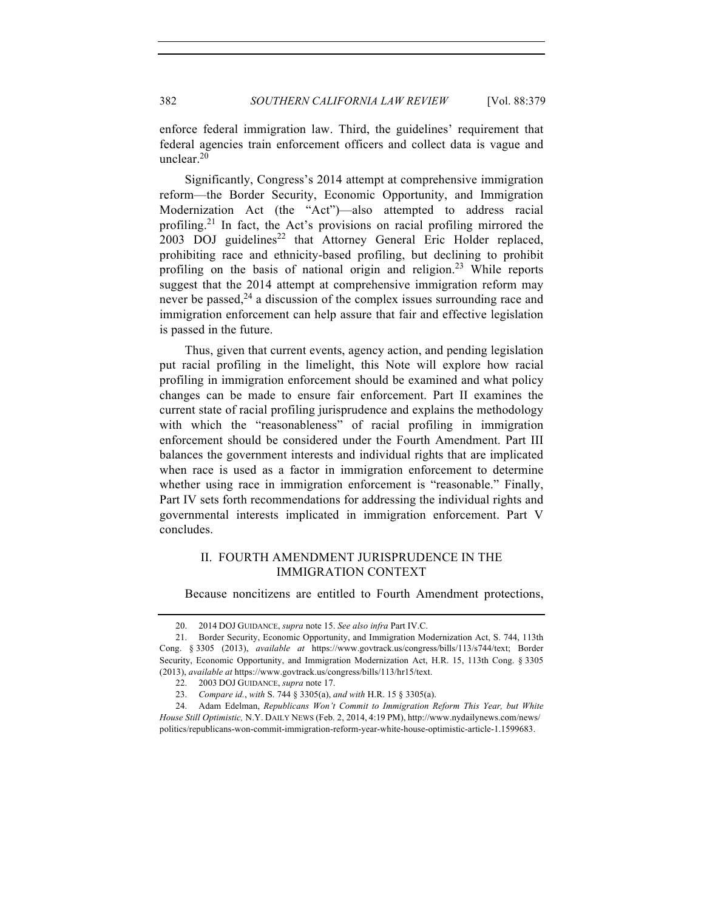enforce federal immigration law. Third, the guidelines' requirement that federal agencies train enforcement officers and collect data is vague and unclear.[20]

Significantly, Congress's 2014 attempt at comprehensive immigration reform—the Border Security, Economic Opportunity, and Immigration Modernization Act (the "Act")—also attempted to address racial profiling.[21] In fact, the Act's provisions on racial profiling mirrored the 2003 DOJ guidelines[22] that Attorney General Eric Holder replaced, prohibiting race and ethnicity-based profiling, but declining to prohibit profiling on the basis of national origin and religion.[23] While reports suggest that the 2014 attempt at comprehensive immigration reform may never be passed,[24] a discussion of the complex issues surrounding race and immigration enforcement can help assure that fair and effective legislation is passed in the future.

Thus, given that current events, agency action, and pending legislation put racial profiling in the limelight, this Note will explore how racial profiling in immigration enforcement should be examined and what policy changes can be made to ensure fair enforcement. Part II examines the current state of racial profiling jurisprudence and explains the methodology with which the "reasonableness" of racial profiling in immigration enforcement should be considered under the Fourth Amendment. Part III balances the government interests and individual rights that are implicated when race is used as a factor in immigration enforcement to determine whether using race in immigration enforcement is "reasonable." Finally, Part IV sets forth recommendations for addressing the individual rights and governmental interests implicated in immigration enforcement. Part V concludes.

## II. FOURTH AMENDMENT JURISPRUDENCE IN THE IMMIGRATION CONTEXT

Because noncitizens are entitled to Fourth Amendment protections,

---

20. 2014 DOJ GUIDANCE, *supra* note 15. *See also infra* Part IV.C.

21. Border Security, Economic Opportunity, and Immigration Modernization Act, S. 744, 113th Cong. § 3305 (2013), *available at* https://www.govtrack.us/congress/bills/113/s744/text; Border Security, Economic Opportunity, and Immigration Modernization Act, H.R. 15, 113th Cong. § 3305 (2013), *available at* https://www.govtrack.us/congress/bills/113/hr15/text.

22. 2003 DOJ GUIDANCE, *supra* note 17.

23. *Compare id.*, *with* S. 744 § 3305(a), *and with* H.R. 15 § 3305(a).

24. Adam Edelman, *Republicans Won't Commit to Immigration Reform This Year, but White House Still Optimistic,* N.Y. DAILY NEWS (Feb. 2, 2014, 4:19 PM), http://www.nydailynews.com/news/politics/republicans-won-commit-immigration-reform-year-white-house-optimistic-article-1.1599683.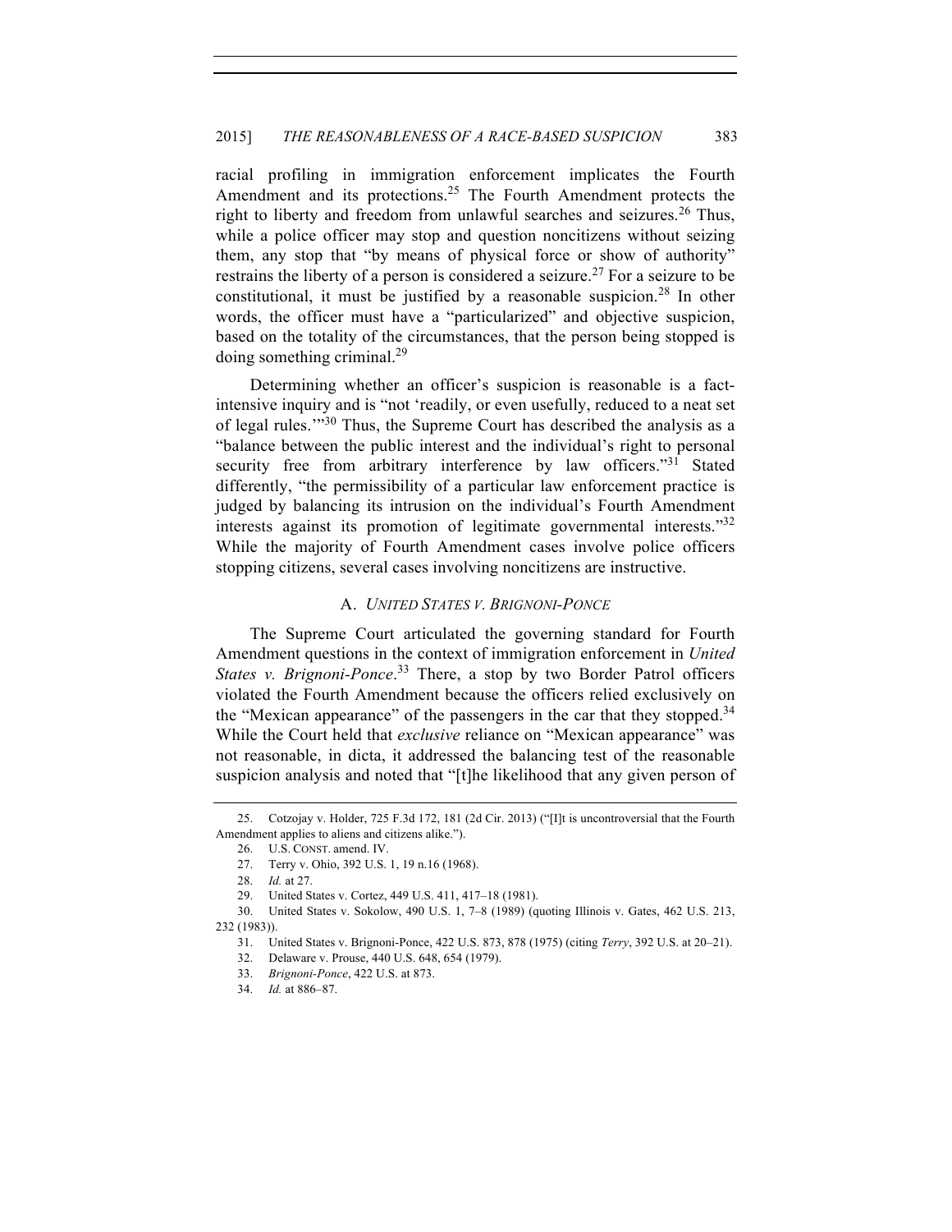racial profiling in immigration enforcement implicates the Fourth Amendment and its protections.[25] The Fourth Amendment protects the right to liberty and freedom from unlawful searches and seizures.[26] Thus, while a police officer may stop and question noncitizens without seizing them, any stop that "by means of physical force or show of authority" restrains the liberty of a person is considered a seizure.[27] For a seizure to be constitutional, it must be justified by a reasonable suspicion.[28] In other words, the officer must have a "particularized" and objective suspicion, based on the totality of the circumstances, that the person being stopped is doing something criminal.[29]

Determining whether an officer's suspicion is reasonable is a fact-intensive inquiry and is "not 'readily, or even usefully, reduced to a neat set of legal rules.'"[30] Thus, the Supreme Court has described the analysis as a "balance between the public interest and the individual's right to personal security free from arbitrary interference by law officers."[31] Stated differently, "the permissibility of a particular law enforcement practice is judged by balancing its intrusion on the individual's Fourth Amendment interests against its promotion of legitimate governmental interests."[32] While the majority of Fourth Amendment cases involve police officers stopping citizens, several cases involving noncitizens are instructive.

### A. *UNITED STATES V. BRIGNONI-PONCE*

The Supreme Court articulated the governing standard for Fourth Amendment questions in the context of immigration enforcement in *United States v. Brignoni-Ponce*.[33] There, a stop by two Border Patrol officers violated the Fourth Amendment because the officers relied exclusively on the "Mexican appearance" of the passengers in the car that they stopped.[34] While the Court held that *exclusive* reliance on "Mexican appearance" was not reasonable, in dicta, it addressed the balancing test of the reasonable suspicion analysis and noted that "[t]he likelihood that any given person of

---

25. Cotzojay v. Holder, 725 F.3d 172, 181 (2d Cir. 2013) ("[I]t is uncontroversial that the Fourth Amendment applies to aliens and citizens alike.").

26. U.S. CONST. amend. IV.

27. Terry v. Ohio, 392 U.S. 1, 19 n.16 (1968).

28. *Id.* at 27.

29. United States v. Cortez, 449 U.S. 411, 417–18 (1981).

30. United States v. Sokolow, 490 U.S. 1, 7–8 (1989) (quoting Illinois v. Gates, 462 U.S. 213, 232 (1983)).

31. United States v. Brignoni-Ponce, 422 U.S. 873, 878 (1975) (citing *Terry*, 392 U.S. at 20–21).

32. Delaware v. Prouse, 440 U.S. 648, 654 (1979).

33. *Brignoni-Ponce*, 422 U.S. at 873.

34. *Id.* at 886–87.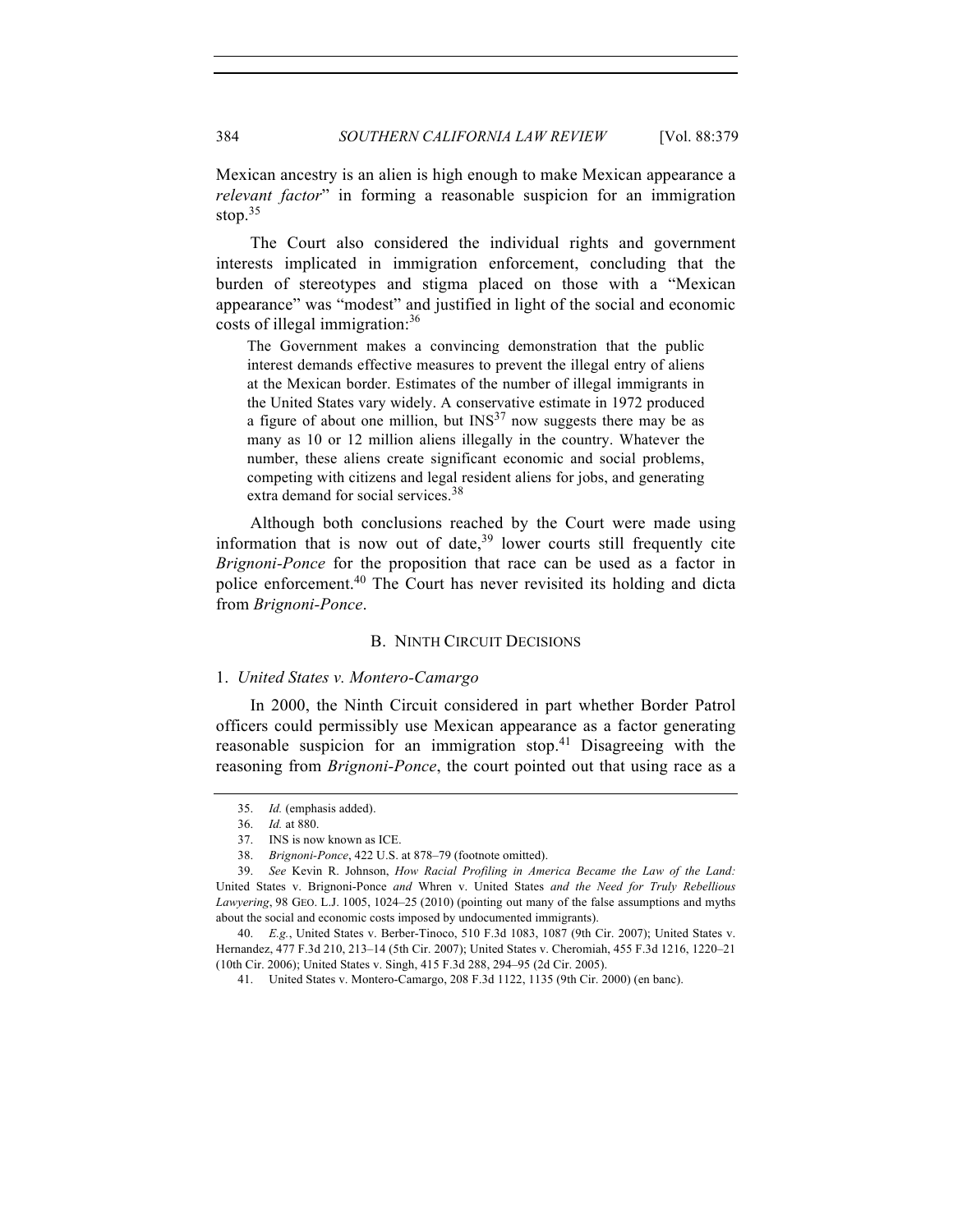Mexican ancestry is an alien is high enough to make Mexican appearance a *relevant factor*" in forming a reasonable suspicion for an immigration stop.[35]

The Court also considered the individual rights and government interests implicated in immigration enforcement, concluding that the burden of stereotypes and stigma placed on those with a "Mexican appearance" was "modest" and justified in light of the social and economic costs of illegal immigration:[36]

> The Government makes a convincing demonstration that the public interest demands effective measures to prevent the illegal entry of aliens at the Mexican border. Estimates of the number of illegal immigrants in the United States vary widely. A conservative estimate in 1972 produced a figure of about one million, but INS[37] now suggests there may be as many as 10 or 12 million aliens illegally in the country. Whatever the number, these aliens create significant economic and social problems, competing with citizens and legal resident aliens for jobs, and generating extra demand for social services.[38]

Although both conclusions reached by the Court were made using information that is now out of date,[39] lower courts still frequently cite *Brignoni-Ponce* for the proposition that race can be used as a factor in police enforcement.[40] The Court has never revisited its holding and dicta from *Brignoni-Ponce*.

### B. NINTH CIRCUIT DECISIONS

#### 1. *United States v. Montero-Camargo*

In 2000, the Ninth Circuit considered in part whether Border Patrol officers could permissibly use Mexican appearance as a factor generating reasonable suspicion for an immigration stop.[41] Disagreeing with the reasoning from *Brignoni-Ponce*, the court pointed out that using race as a

---

35. *Id.* (emphasis added).

36. *Id.* at 880.

37. INS is now known as ICE.

38. *Brignoni-Ponce*, 422 U.S. at 878–79 (footnote omitted).

39. *See* Kevin R. Johnson, *How Racial Profiling in America Became the Law of the Land:* United States v. Brignoni-Ponce *and* Whren v. United States *and the Need for Truly Rebellious Lawyering*, 98 GEO. L.J. 1005, 1024–25 (2010) (pointing out many of the false assumptions and myths about the social and economic costs imposed by undocumented immigrants).

40. *E.g.*, United States v. Berber-Tinoco, 510 F.3d 1083, 1087 (9th Cir. 2007); United States v. Hernandez, 477 F.3d 210, 213–14 (5th Cir. 2007); United States v. Cheromiah, 455 F.3d 1216, 1220–21 (10th Cir. 2006); United States v. Singh, 415 F.3d 288, 294–95 (2d Cir. 2005).

41. United States v. Montero-Camargo, 208 F.3d 1122, 1135 (9th Cir. 2000) (en banc).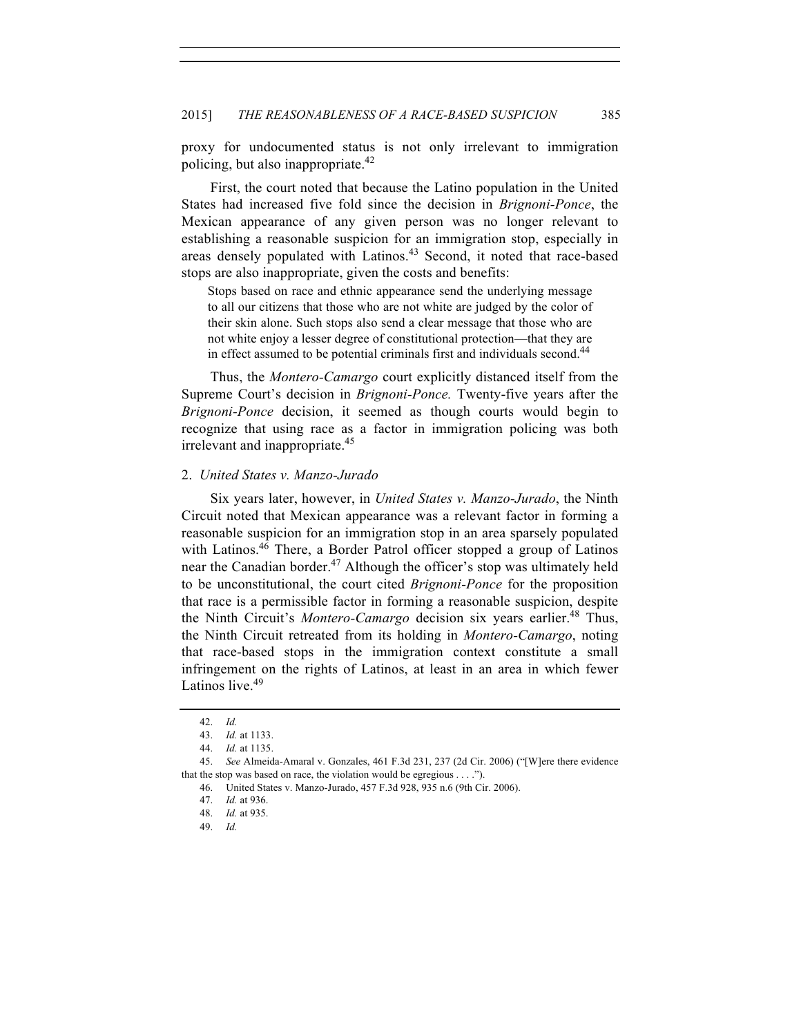proxy for undocumented status is not only irrelevant to immigration policing, but also inappropriate.[42]

First, the court noted that because the Latino population in the United States had increased five fold since the decision in *Brignoni-Ponce*, the Mexican appearance of any given person was no longer relevant to establishing a reasonable suspicion for an immigration stop, especially in areas densely populated with Latinos.[43] Second, it noted that race-based stops are also inappropriate, given the costs and benefits:

> Stops based on race and ethnic appearance send the underlying message to all our citizens that those who are not white are judged by the color of their skin alone. Such stops also send a clear message that those who are not white enjoy a lesser degree of constitutional protection—that they are in effect assumed to be potential criminals first and individuals second.[44]

Thus, the *Montero-Camargo* court explicitly distanced itself from the Supreme Court's decision in *Brignoni-Ponce.* Twenty-five years after the *Brignoni-Ponce* decision, it seemed as though courts would begin to recognize that using race as a factor in immigration policing was both irrelevant and inappropriate.[45]

### 2. *United States v. Manzo-Jurado*

Six years later, however, in *United States v. Manzo-Jurado*, the Ninth Circuit noted that Mexican appearance was a relevant factor in forming a reasonable suspicion for an immigration stop in an area sparsely populated with Latinos.[46] There, a Border Patrol officer stopped a group of Latinos near the Canadian border.[47] Although the officer's stop was ultimately held to be unconstitutional, the court cited *Brignoni-Ponce* for the proposition that race is a permissible factor in forming a reasonable suspicion, despite the Ninth Circuit's *Montero-Camargo* decision six years earlier.[48] Thus, the Ninth Circuit retreated from its holding in *Montero-Camargo*, noting that race-based stops in the immigration context constitute a small infringement on the rights of Latinos, at least in an area in which fewer Latinos live.[49]

---

42. *Id.*

43. *Id.* at 1133.

44. *Id.* at 1135.

45. *See* Almeida-Amaral v. Gonzales, 461 F.3d 231, 237 (2d Cir. 2006) ("[W]ere there evidence that the stop was based on race, the violation would be egregious . . . .").

46. United States v. Manzo-Jurado, 457 F.3d 928, 935 n.6 (9th Cir. 2006).

47. *Id.* at 936.

48. *Id.* at 935.

49. *Id.*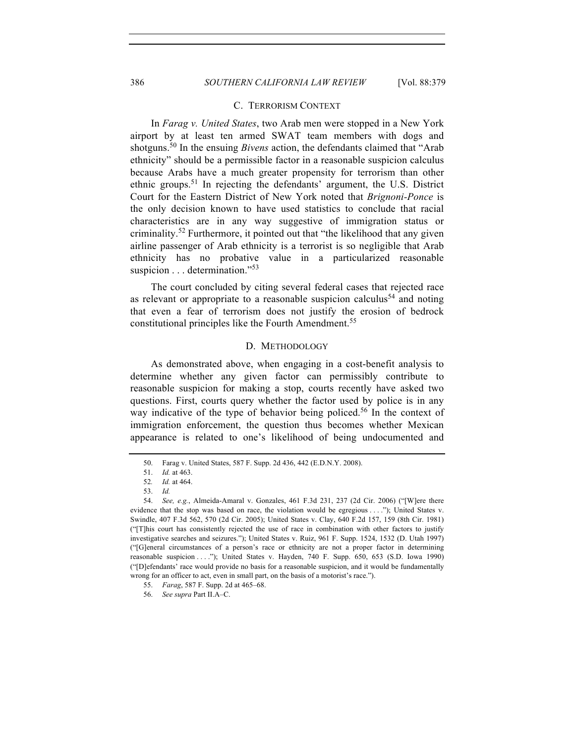### C. TERRORISM CONTEXT

In *Farag v. United States*, two Arab men were stopped in a New York airport by at least ten armed SWAT team members with dogs and shotguns.[50] In the ensuing *Bivens* action, the defendants claimed that "Arab ethnicity" should be a permissible factor in a reasonable suspicion calculus because Arabs have a much greater propensity for terrorism than other ethnic groups.[51] In rejecting the defendants' argument, the U.S. District Court for the Eastern District of New York noted that *Brignoni-Ponce* is the only decision known to have used statistics to conclude that racial characteristics are in any way suggestive of immigration status or criminality.[52] Furthermore, it pointed out that "the likelihood that any given airline passenger of Arab ethnicity is a terrorist is so negligible that Arab ethnicity has no probative value in a particularized reasonable suspicion . . . determination."[53]

The court concluded by citing several federal cases that rejected race as relevant or appropriate to a reasonable suspicion calculus[54] and noting that even a fear of terrorism does not justify the erosion of bedrock constitutional principles like the Fourth Amendment.[55]

### D. METHODOLOGY

As demonstrated above, when engaging in a cost-benefit analysis to determine whether any given factor can permissibly contribute to reasonable suspicion for making a stop, courts recently have asked two questions. First, courts query whether the factor used by police is in any way indicative of the type of behavior being policed.[56] In the context of immigration enforcement, the question thus becomes whether Mexican appearance is related to one's likelihood of being undocumented and

---

50. Farag v. United States, 587 F. Supp. 2d 436, 442 (E.D.N.Y. 2008).

51. *Id.* at 463.

52. *Id.* at 464.

53. *Id.*

54. *See, e.g.*, Almeida-Amaral v. Gonzales, 461 F.3d 231, 237 (2d Cir. 2006) ("[W]ere there evidence that the stop was based on race, the violation would be egregious . . . ."); United States v. Swindle, 407 F.3d 562, 570 (2d Cir. 2005); United States v. Clay, 640 F.2d 157, 159 (8th Cir. 1981) ("[T]his court has consistently rejected the use of race in combination with other factors to justify investigative searches and seizures."); United States v. Ruiz, 961 F. Supp. 1524, 1532 (D. Utah 1997) ("[G]eneral circumstances of a person's race or ethnicity are not a proper factor in determining reasonable suspicion . . . ."); United States v. Hayden, 740 F. Supp. 650, 653 (S.D. Iowa 1990) ("[D]efendants' race would provide no basis for a reasonable suspicion, and it would be fundamentally wrong for an officer to act, even in small part, on the basis of a motorist's race.").

55. *Farag*, 587 F. Supp. 2d at 465–68.

56. *See supra* Part II.A–C.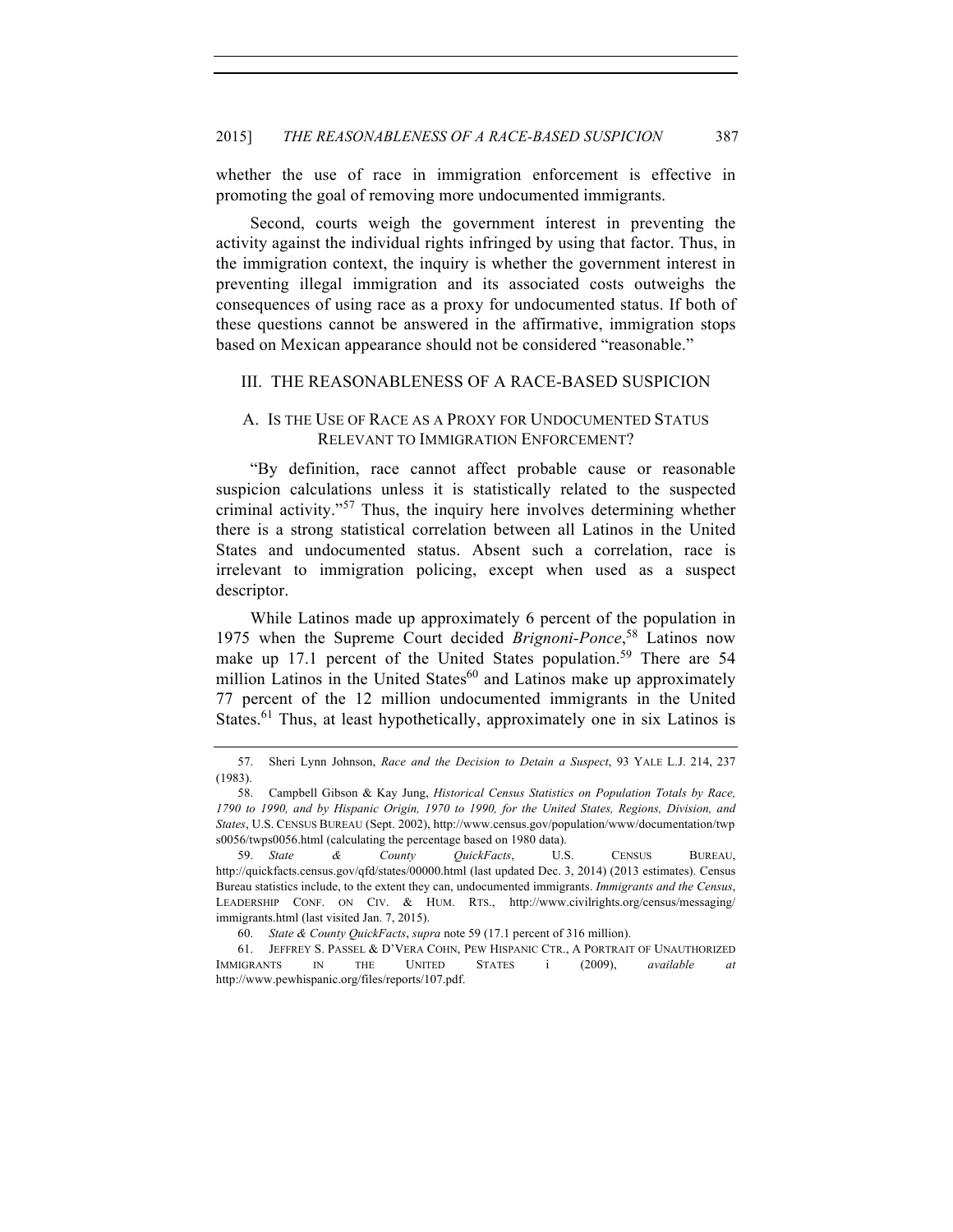whether the use of race in immigration enforcement is effective in promoting the goal of removing more undocumented immigrants.

Second, courts weigh the government interest in preventing the activity against the individual rights infringed by using that factor. Thus, in the immigration context, the inquiry is whether the government interest in preventing illegal immigration and its associated costs outweighs the consequences of using race as a proxy for undocumented status. If both of these questions cannot be answered in the affirmative, immigration stops based on Mexican appearance should not be considered "reasonable."

## III. THE REASONABLENESS OF A RACE-BASED SUSPICION

### A. IS THE USE OF RACE AS A PROXY FOR UNDOCUMENTED STATUS RELEVANT TO IMMIGRATION ENFORCEMENT?

"By definition, race cannot affect probable cause or reasonable suspicion calculations unless it is statistically related to the suspected criminal activity."[57] Thus, the inquiry here involves determining whether there is a strong statistical correlation between all Latinos in the United States and undocumented status. Absent such a correlation, race is irrelevant to immigration policing, except when used as a suspect descriptor.

While Latinos made up approximately 6 percent of the population in 1975 when the Supreme Court decided *Brignoni-Ponce*,[58] Latinos now make up 17.1 percent of the United States population.[59] There are 54 million Latinos in the United States[60] and Latinos make up approximately 77 percent of the 12 million undocumented immigrants in the United States.[61] Thus, at least hypothetically, approximately one in six Latinos is

---

57. Sheri Lynn Johnson, *Race and the Decision to Detain a Suspect*, 93 YALE L.J. 214, 237 (1983).

58. Campbell Gibson & Kay Jung, *Historical Census Statistics on Population Totals by Race, 1790 to 1990, and by Hispanic Origin, 1970 to 1990, for the United States, Regions, Division, and States*, U.S. CENSUS BUREAU (Sept. 2002), http://www.census.gov/population/www/documentation/twps0056/twps0056.html (calculating the percentage based on 1980 data).

59. *State & County QuickFacts*, U.S. CENSUS BUREAU, http://quickfacts.census.gov/qfd/states/00000.html (last updated Dec. 3, 2014) (2013 estimates). Census Bureau statistics include, to the extent they can, undocumented immigrants. *Immigrants and the Census*, LEADERSHIP CONF. ON CIV. & HUM. RTS., http://www.civilrights.org/census/messaging/immigrants.html (last visited Jan. 7, 2015).

60. *State & County QuickFacts*, *supra* note 59 (17.1 percent of 316 million).

61. JEFFREY S. PASSEL & D'VERA COHN, PEW HISPANIC CTR., A PORTRAIT OF UNAUTHORIZED IMMIGRANTS IN THE UNITED STATES i (2009), *available at* http://www.pewhispanic.org/files/reports/107.pdf.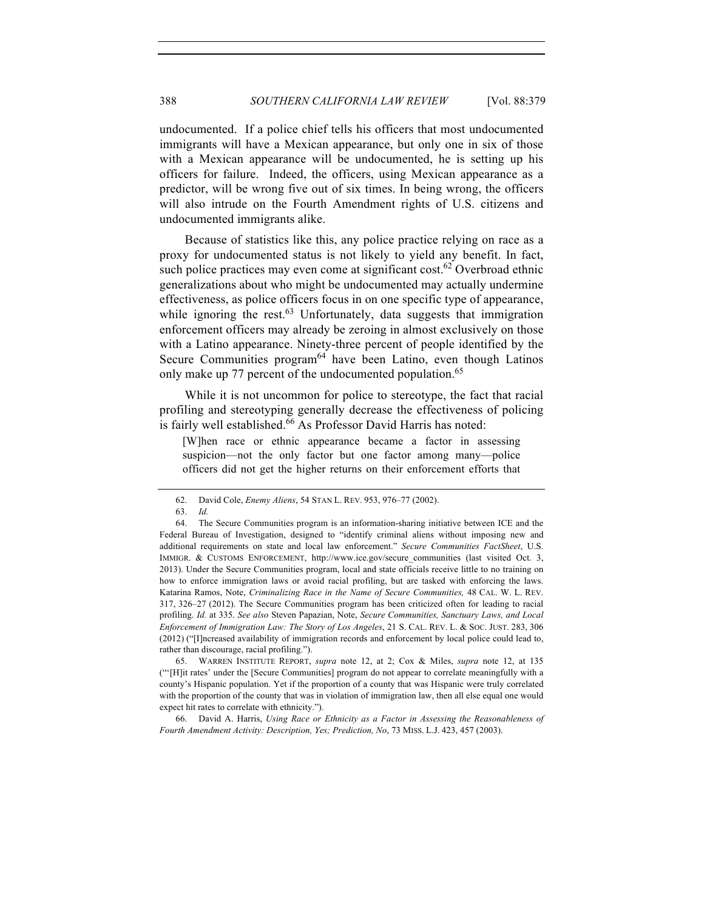undocumented. If a police chief tells his officers that most undocumented immigrants will have a Mexican appearance, but only one in six of those with a Mexican appearance will be undocumented, he is setting up his officers for failure. Indeed, the officers, using Mexican appearance as a predictor, will be wrong five out of six times. In being wrong, the officers will also intrude on the Fourth Amendment rights of U.S. citizens and undocumented immigrants alike.

Because of statistics like this, any police practice relying on race as a proxy for undocumented status is not likely to yield any benefit. In fact, such police practices may even come at significant cost.[62] Overbroad ethnic generalizations about who might be undocumented may actually undermine effectiveness, as police officers focus in on one specific type of appearance, while ignoring the rest.[63] Unfortunately, data suggests that immigration enforcement officers may already be zeroing in almost exclusively on those with a Latino appearance. Ninety-three percent of people identified by the Secure Communities program[64] have been Latino, even though Latinos only make up 77 percent of the undocumented population.[65]

While it is not uncommon for police to stereotype, the fact that racial profiling and stereotyping generally decrease the effectiveness of policing is fairly well established.[66] As Professor David Harris has noted:

> [W]hen race or ethnic appearance became a factor in assessing suspicion—not the only factor but one factor among many—police officers did not get the higher returns on their enforcement efforts that

---

62. David Cole, *Enemy Aliens*, 54 STAN L. REV. 953, 976–77 (2002).

63. *Id.*

64. The Secure Communities program is an information-sharing initiative between ICE and the Federal Bureau of Investigation, designed to "identify criminal aliens without imposing new and additional requirements on state and local law enforcement." *Secure Communities FactSheet*, U.S. IMMIGR. & CUSTOMS ENFORCEMENT, http://www.ice.gov/secure_communities (last visited Oct. 3, 2013). Under the Secure Communities program, local and state officials receive little to no training on how to enforce immigration laws or avoid racial profiling, but are tasked with enforcing the laws. Katarina Ramos, Note, *Criminalizing Race in the Name of Secure Communities,* 48 CAL. W. L. REV. 317, 326–27 (2012). The Secure Communities program has been criticized often for leading to racial profiling. *Id.* at 335. *See also* Steven Papazian, Note, *Secure Communities, Sanctuary Laws, and Local Enforcement of Immigration Law: The Story of Los Angeles*, 21 S. CAL. REV. L. & SOC. JUST. 283, 306 (2012) ("[I]ncreased availability of immigration records and enforcement by local police could lead to, rather than discourage, racial profiling.").

65. WARREN INSTITUTE REPORT, *supra* note 12, at 2; Cox & Miles, *supra* note 12, at 135 ("'[H]it rates' under the [Secure Communities] program do not appear to correlate meaningfully with a county's Hispanic population. Yet if the proportion of a county that was Hispanic were truly correlated with the proportion of the county that was in violation of immigration law, then all else equal one would expect hit rates to correlate with ethnicity.").

66. David A. Harris, *Using Race or Ethnicity as a Factor in Assessing the Reasonableness of Fourth Amendment Activity: Description, Yes; Prediction, No*, 73 MISS. L.J. 423, 457 (2003).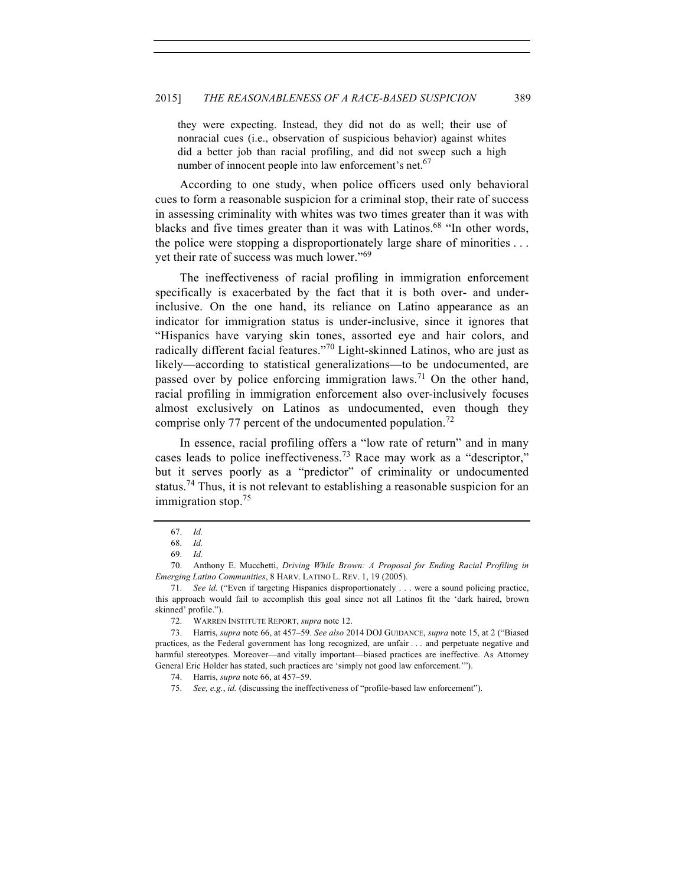> they were expecting. Instead, they did not do as well; their use of nonracial cues (i.e., observation of suspicious behavior) against whites did a better job than racial profiling, and did not sweep such a high number of innocent people into law enforcement's net.[67]

According to one study, when police officers used only behavioral cues to form a reasonable suspicion for a criminal stop, their rate of success in assessing criminality with whites was two times greater than it was with blacks and five times greater than it was with Latinos.[68] "In other words, the police were stopping a disproportionately large share of minorities . . . yet their rate of success was much lower."[69]

The ineffectiveness of racial profiling in immigration enforcement specifically is exacerbated by the fact that it is both over- and under-inclusive. On the one hand, its reliance on Latino appearance as an indicator for immigration status is under-inclusive, since it ignores that "Hispanics have varying skin tones, assorted eye and hair colors, and radically different facial features."[70] Light-skinned Latinos, who are just as likely—according to statistical generalizations—to be undocumented, are passed over by police enforcing immigration laws.[71] On the other hand, racial profiling in immigration enforcement also over-inclusively focuses almost exclusively on Latinos as undocumented, even though they comprise only 77 percent of the undocumented population.[72]

In essence, racial profiling offers a "low rate of return" and in many cases leads to police ineffectiveness.[73] Race may work as a "descriptor," but it serves poorly as a "predictor" of criminality or undocumented status.[74] Thus, it is not relevant to establishing a reasonable suspicion for an immigration stop.[75]

---

67. *Id.*

68. *Id.*

69. *Id.*

70. Anthony E. Mucchetti, *Driving While Brown: A Proposal for Ending Racial Profiling in Emerging Latino Communities*, 8 HARV. LATINO L. REV. 1, 19 (2005).

71. *See id.* ("Even if targeting Hispanics disproportionately . . . were a sound policing practice, this approach would fail to accomplish this goal since not all Latinos fit the 'dark haired, brown skinned' profile.").

72. WARREN INSTITUTE REPORT, *supra* note 12.

73. Harris, *supra* note 66, at 457–59. *See also* 2014 DOJ GUIDANCE, *supra* note 15, at 2 ("Biased practices, as the Federal government has long recognized, are unfair . . . and perpetuate negative and harmful stereotypes. Moreover—and vitally important—biased practices are ineffective. As Attorney General Eric Holder has stated, such practices are 'simply not good law enforcement.'").

74. Harris, *supra* note 66, at 457–59.

75. *See, e.g.*, *id.* (discussing the ineffectiveness of "profile-based law enforcement").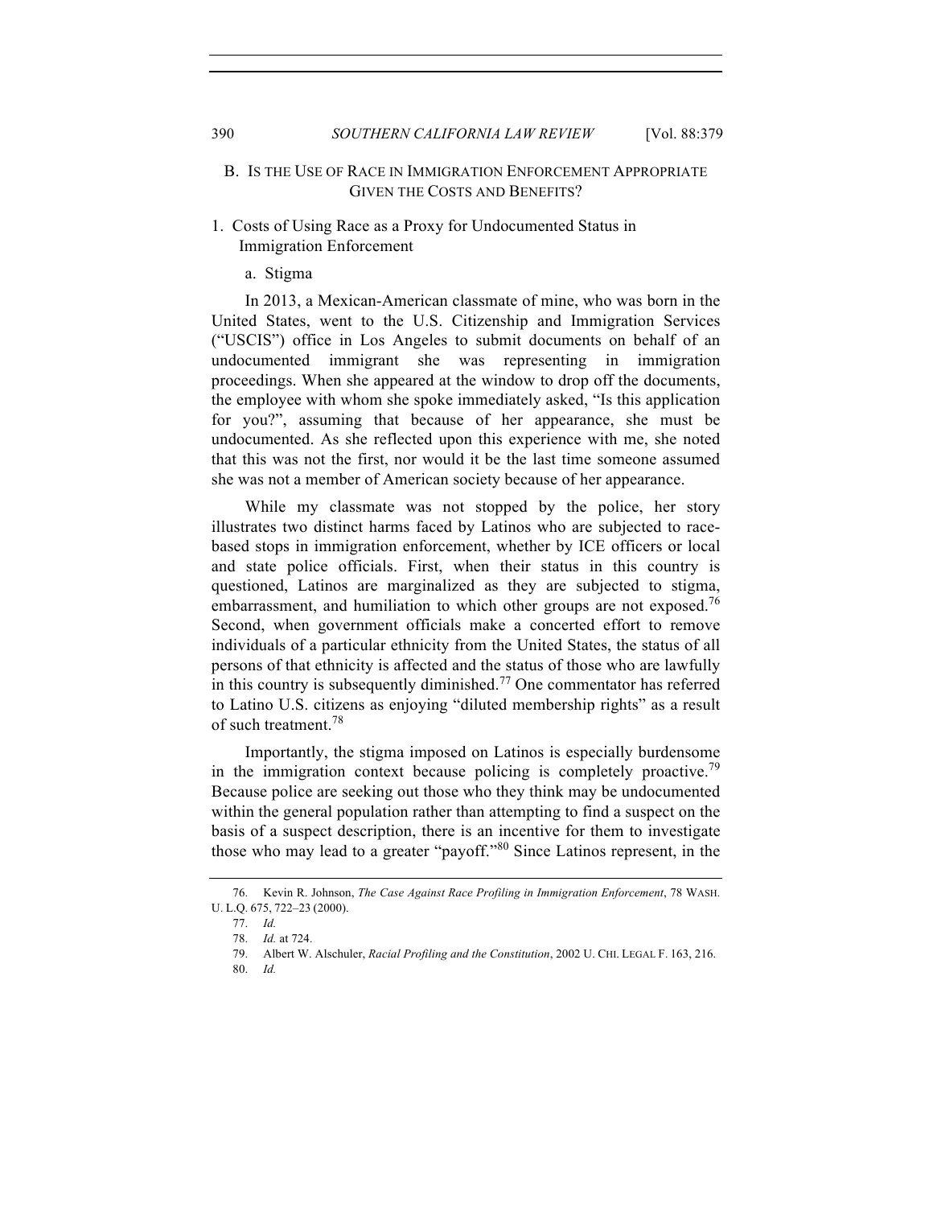### B. Is the Use of Race in Immigration Enforcement Appropriate Given the Costs and Benefits?

#### 1. Costs of Using Race as a Proxy for Undocumented Status in Immigration Enforcement

##### a. Stigma

In 2013, a Mexican-American classmate of mine, who was born in the United States, went to the U.S. Citizenship and Immigration Services ("USCIS") office in Los Angeles to submit documents on behalf of an undocumented immigrant she was representing in immigration proceedings. When she appeared at the window to drop off the documents, the employee with whom she spoke immediately asked, "Is this application for you?", assuming that because of her appearance, she must be undocumented. As she reflected upon this experience with me, she noted that this was not the first, nor would it be the last time someone assumed she was not a member of American society because of her appearance.

While my classmate was not stopped by the police, her story illustrates two distinct harms faced by Latinos who are subjected to race-based stops in immigration enforcement, whether by ICE officers or local and state police officials. First, when their status in this country is questioned, Latinos are marginalized as they are subjected to stigma, embarrassment, and humiliation to which other groups are not exposed.[76] Second, when government officials make a concerted effort to remove individuals of a particular ethnicity from the United States, the status of all persons of that ethnicity is affected and the status of those who are lawfully in this country is subsequently diminished.[77] One commentator has referred to Latino U.S. citizens as enjoying "diluted membership rights" as a result of such treatment.[78]

Importantly, the stigma imposed on Latinos is especially burdensome in the immigration context because policing is completely proactive.[79] Because police are seeking out those who they think may be undocumented within the general population rather than attempting to find a suspect on the basis of a suspect description, there is an incentive for them to investigate those who may lead to a greater "payoff."[80] Since Latinos represent, in the

---

76. Kevin R. Johnson, *The Case Against Race Profiling in Immigration Enforcement*, 78 WASH. U. L.Q. 675, 722–23 (2000).

77. *Id.*

78. *Id.* at 724.

79. Albert W. Alschuler, *Racial Profiling and the Constitution*, 2002 U. CHI. LEGAL F. 163, 216.

80. *Id.*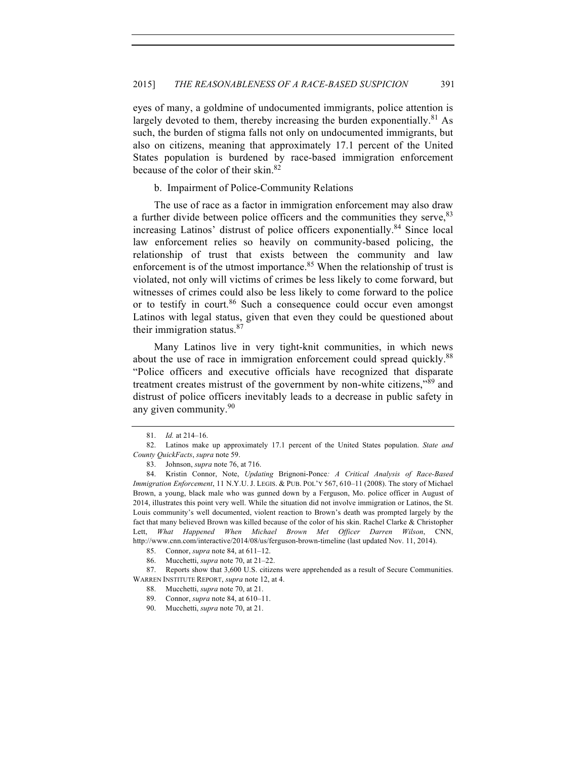eyes of many, a goldmine of undocumented immigrants, police attention is largely devoted to them, thereby increasing the burden exponentially.[81] As such, the burden of stigma falls not only on undocumented immigrants, but also on citizens, meaning that approximately 17.1 percent of the United States population is burdened by race-based immigration enforcement because of the color of their skin.[82]

b. Impairment of Police-Community Relations

The use of race as a factor in immigration enforcement may also draw a further divide between police officers and the communities they serve,[83] increasing Latinos' distrust of police officers exponentially.[84] Since local law enforcement relies so heavily on community-based policing, the relationship of trust that exists between the community and law enforcement is of the utmost importance.[85] When the relationship of trust is violated, not only will victims of crimes be less likely to come forward, but witnesses of crimes could also be less likely to come forward to the police or to testify in court.[86] Such a consequence could occur even amongst Latinos with legal status, given that even they could be questioned about their immigration status.[87]

Many Latinos live in very tight-knit communities, in which news about the use of race in immigration enforcement could spread quickly.[88] "Police officers and executive officials have recognized that disparate treatment creates mistrust of the government by non-white citizens,"[89] and distrust of police officers inevitably leads to a decrease in public safety in any given community.[90]

---

81. *Id.* at 214–16.

82. Latinos make up approximately 17.1 percent of the United States population. *State and County QuickFacts*, *supra* note 59.

83. Johnson, *supra* note 76, at 716.

84. Kristin Connor, Note, *Updating* Brignoni-Ponce*: A Critical Analysis of Race-Based Immigration Enforcement*, 11 N.Y.U. J. LEGIS. & PUB. POL'Y 567, 610–11 (2008). The story of Michael Brown, a young, black male who was gunned down by a Ferguson, Mo. police officer in August of 2014, illustrates this point very well. While the situation did not involve immigration or Latinos, the St. Louis community's well documented, violent reaction to Brown's death was prompted largely by the fact that many believed Brown was killed because of the color of his skin. Rachel Clarke & Christopher Lett, *What Happened When Michael Brown Met Officer Darren Wilson*, CNN, http://www.cnn.com/interactive/2014/08/us/ferguson-brown-timeline (last updated Nov. 11, 2014).

85. Connor, *supra* note 84, at 611–12.

86. Mucchetti, *supra* note 70, at 21–22.

87. Reports show that 3,600 U.S. citizens were apprehended as a result of Secure Communities. WARREN INSTITUTE REPORT, *supra* note 12, at 4.

88. Mucchetti, *supra* note 70, at 21.

89. Connor, *supra* note 84, at 610–11.

90. Mucchetti, *supra* note 70, at 21.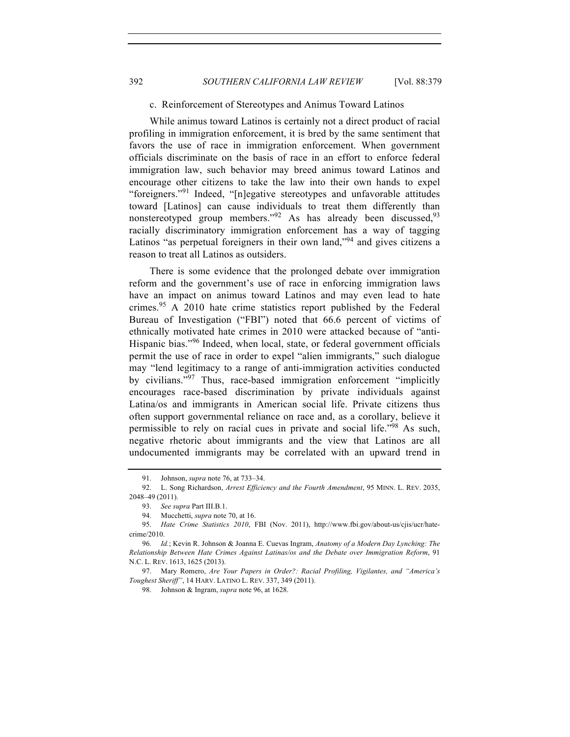#### c. Reinforcement of Stereotypes and Animus Toward Latinos

While animus toward Latinos is certainly not a direct product of racial profiling in immigration enforcement, it is bred by the same sentiment that favors the use of race in immigration enforcement. When government officials discriminate on the basis of race in an effort to enforce federal immigration law, such behavior may breed animus toward Latinos and encourage other citizens to take the law into their own hands to expel "foreigners."[91] Indeed, "[n]egative stereotypes and unfavorable attitudes toward [Latinos] can cause individuals to treat them differently than nonstereotyped group members."[92] As has already been discussed,[93] racially discriminatory immigration enforcement has a way of tagging Latinos "as perpetual foreigners in their own land,"[94] and gives citizens a reason to treat all Latinos as outsiders.

There is some evidence that the prolonged debate over immigration reform and the government's use of race in enforcing immigration laws have an impact on animus toward Latinos and may even lead to hate crimes.[95] A 2010 hate crime statistics report published by the Federal Bureau of Investigation ("FBI") noted that 66.6 percent of victims of ethnically motivated hate crimes in 2010 were attacked because of "anti-Hispanic bias."[96] Indeed, when local, state, or federal government officials permit the use of race in order to expel "alien immigrants," such dialogue may "lend legitimacy to a range of anti-immigration activities conducted by civilians."[97] Thus, race-based immigration enforcement "implicitly encourages race-based discrimination by private individuals against Latina/os and immigrants in American social life. Private citizens thus often support governmental reliance on race and, as a corollary, believe it permissible to rely on racial cues in private and social life."[98] As such, negative rhetoric about immigrants and the view that Latinos are all undocumented immigrants may be correlated with an upward trend in

---

91. Johnson, *supra* note 76, at 733–34.

92. L. Song Richardson, *Arrest Efficiency and the Fourth Amendment*, 95 MINN. L. REV. 2035, 2048–49 (2011).

93. *See supra* Part III.B.1.

94. Mucchetti, *supra* note 70, at 16.

95. *Hate Crime Statistics 2010*, FBI (Nov. 2011), http://www.fbi.gov/about-us/cjis/ucr/hate-crime/2010.

96. *Id.*; Kevin R. Johnson & Joanna E. Cuevas Ingram, *Anatomy of a Modern Day Lynching: The Relationship Between Hate Crimes Against Latinas/os and the Debate over Immigration Reform*, 91 N.C. L. REV. 1613, 1625 (2013).

97. Mary Romero, *Are Your Papers in Order?: Racial Profiling, Vigilantes, and "America's Toughest Sheriff"*, 14 HARV. LATINO L. REV. 337, 349 (2011).

98. Johnson & Ingram, *supra* note 96, at 1628.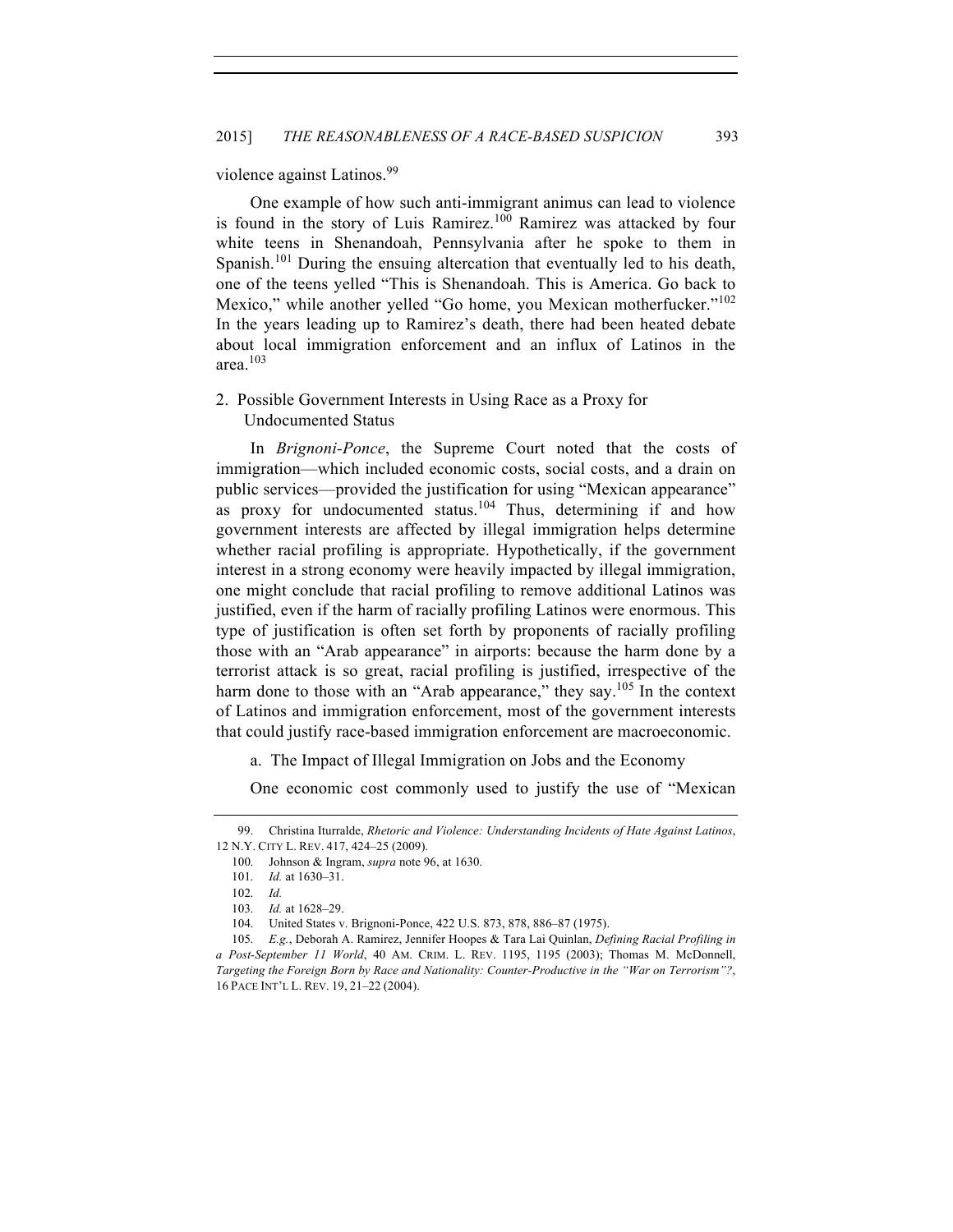violence against Latinos.[99]

One example of how such anti-immigrant animus can lead to violence is found in the story of Luis Ramirez.[100] Ramirez was attacked by four white teens in Shenandoah, Pennsylvania after he spoke to them in Spanish.[101] During the ensuing altercation that eventually led to his death, one of the teens yelled "This is Shenandoah. This is America. Go back to Mexico," while another yelled "Go home, you Mexican motherfucker."[102] In the years leading up to Ramirez's death, there had been heated debate about local immigration enforcement and an influx of Latinos in the area.[103]

### 2. Possible Government Interests in Using Race as a Proxy for Undocumented Status

In *Brignoni-Ponce*, the Supreme Court noted that the costs of immigration—which included economic costs, social costs, and a drain on public services—provided the justification for using "Mexican appearance" as proxy for undocumented status.[104] Thus, determining if and how government interests are affected by illegal immigration helps determine whether racial profiling is appropriate. Hypothetically, if the government interest in a strong economy were heavily impacted by illegal immigration, one might conclude that racial profiling to remove additional Latinos was justified, even if the harm of racially profiling Latinos were enormous. This type of justification is often set forth by proponents of racially profiling those with an "Arab appearance" in airports: because the harm done by a terrorist attack is so great, racial profiling is justified, irrespective of the harm done to those with an "Arab appearance," they say.[105] In the context of Latinos and immigration enforcement, most of the government interests that could justify race-based immigration enforcement are macroeconomic.

#### a. The Impact of Illegal Immigration on Jobs and the Economy

One economic cost commonly used to justify the use of "Mexican

---

99. Christina Iturralde, *Rhetoric and Violence: Understanding Incidents of Hate Against Latinos*, 12 N.Y. CITY L. REV. 417, 424–25 (2009).

100. Johnson & Ingram, *supra* note 96, at 1630.

101. *Id.* at 1630–31.

102. *Id.*

103. *Id.* at 1628–29.

104. United States v. Brignoni-Ponce, 422 U.S. 873, 878, 886–87 (1975).

105. *E.g.*, Deborah A. Ramirez, Jennifer Hoopes & Tara Lai Quinlan, *Defining Racial Profiling in a Post-September 11 World*, 40 AM. CRIM. L. REV. 1195, 1195 (2003); Thomas M. McDonnell, *Targeting the Foreign Born by Race and Nationality: Counter-Productive in the "War on Terrorism"?*, 16 PACE INT'L L. REV. 19, 21–22 (2004).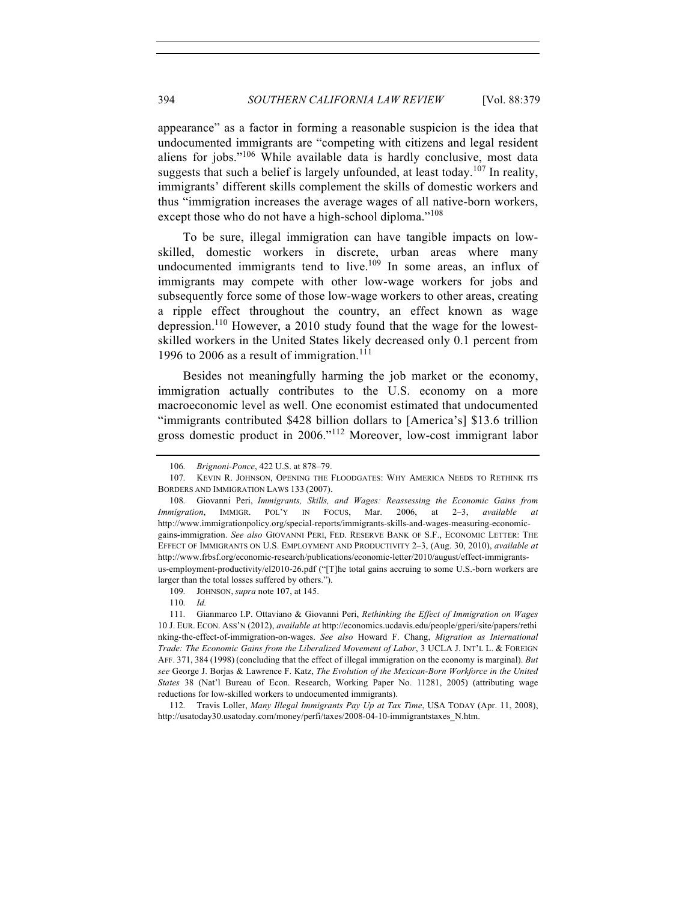appearance" as a factor in forming a reasonable suspicion is the idea that undocumented immigrants are "competing with citizens and legal resident aliens for jobs."[106] While available data is hardly conclusive, most data suggests that such a belief is largely unfounded, at least today.[107] In reality, immigrants' different skills complement the skills of domestic workers and thus "immigration increases the average wages of all native-born workers, except those who do not have a high-school diploma."[108]

To be sure, illegal immigration can have tangible impacts on low-skilled, domestic workers in discrete, urban areas where many undocumented immigrants tend to live.[109] In some areas, an influx of immigrants may compete with other low-wage workers for jobs and subsequently force some of those low-wage workers to other areas, creating a ripple effect throughout the country, an effect known as wage depression.[110] However, a 2010 study found that the wage for the lowest-skilled workers in the United States likely decreased only 0.1 percent from 1996 to 2006 as a result of immigration.[111]

Besides not meaningfully harming the job market or the economy, immigration actually contributes to the U.S. economy on a more macroeconomic level as well. One economist estimated that undocumented "immigrants contributed $428 billion dollars to [America's] $13.6 trillion gross domestic product in 2006."[112] Moreover, low-cost immigrant labor

---

106. *Brignoni-Ponce*, 422 U.S. at 878–79.

107. KEVIN R. JOHNSON, OPENING THE FLOODGATES: WHY AMERICA NEEDS TO RETHINK ITS BORDERS AND IMMIGRATION LAWS 133 (2007).

108. Giovanni Peri, *Immigrants, Skills, and Wages: Reassessing the Economic Gains from Immigration*, IMMIGR. POL'Y IN FOCUS, Mar. 2006, at 2–3, *available at* http://www.immigrationpolicy.org/special-reports/immigrants-skills-and-wages-measuring-economic-gains-immigration. *See also* GIOVANNI PERI, FED. RESERVE BANK OF S.F., ECONOMIC LETTER: THE EFFECT OF IMMIGRANTS ON U.S. EMPLOYMENT AND PRODUCTIVITY 2–3, (Aug. 30, 2010), *available at* http://www.frbsf.org/economic-research/publications/economic-letter/2010/august/effect-immigrants-us-employment-productivity/el2010-26.pdf ("[T]he total gains accruing to some U.S.-born workers are larger than the total losses suffered by others.").

109. JOHNSON, *supra* note 107, at 145.

110. *Id.*

111. Gianmarco I.P. Ottaviano & Giovanni Peri, *Rethinking the Effect of Immigration on Wages* 10 J. EUR. ECON. ASS'N (2012), *available at* http://economics.ucdavis.edu/people/gperi/site/papers/rethinking-the-effect-of-immigration-on-wages. *See also* Howard F. Chang, *Migration as International Trade: The Economic Gains from the Liberalized Movement of Labor*, 3 UCLA J. INT'L L. & FOREIGN AFF. 371, 384 (1998) (concluding that the effect of illegal immigration on the economy is marginal). *But see* George J. Borjas & Lawrence F. Katz, *The Evolution of the Mexican-Born Workforce in the United States* 38 (Nat'l Bureau of Econ. Research, Working Paper No. 11281, 2005) (attributing wage reductions for low-skilled workers to undocumented immigrants).

112. Travis Loller, *Many Illegal Immigrants Pay Up at Tax Time*, USA TODAY (Apr. 11, 2008), http://usatoday30.usatoday.com/money/perfi/taxes/2008-04-10-immigrantstaxes_N.htm.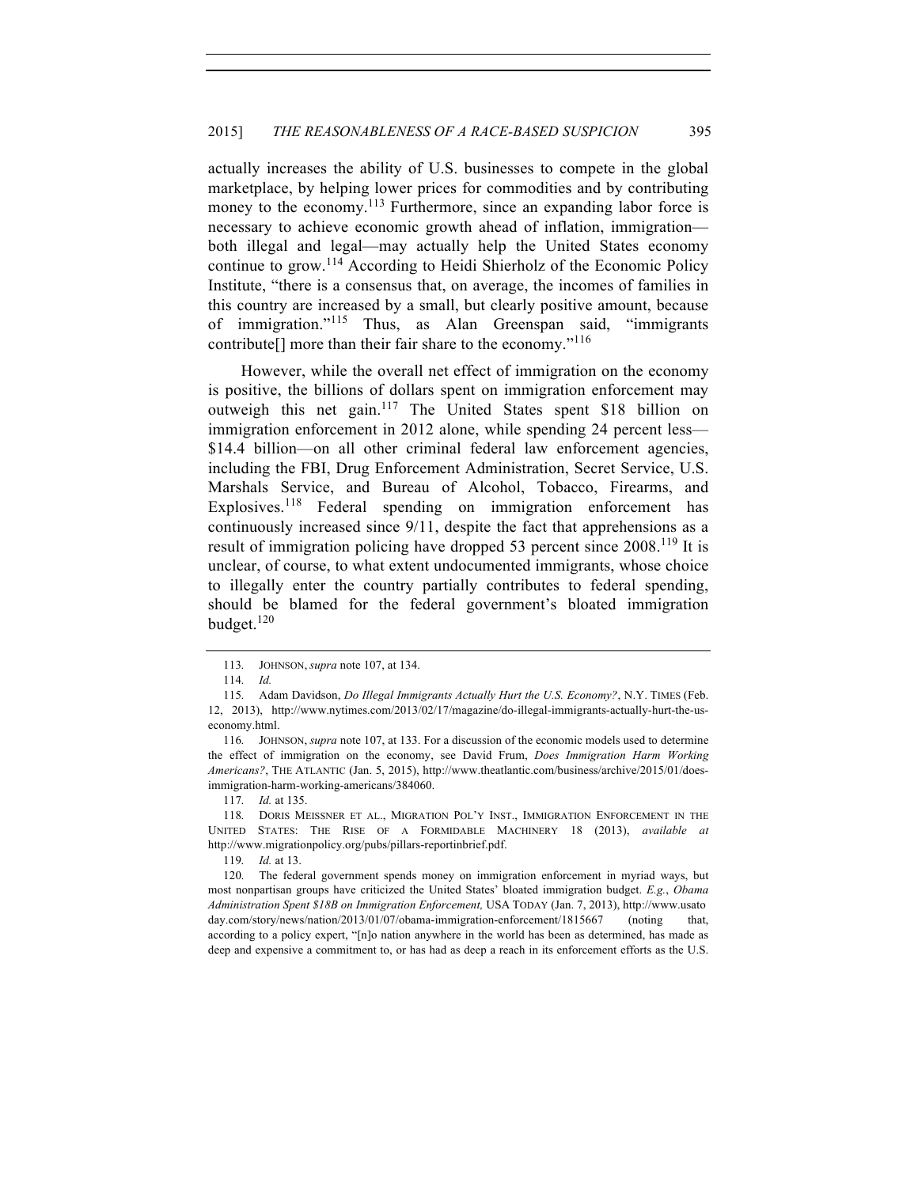actually increases the ability of U.S. businesses to compete in the global marketplace, by helping lower prices for commodities and by contributing money to the economy.[113] Furthermore, since an expanding labor force is necessary to achieve economic growth ahead of inflation, immigration—both illegal and legal—may actually help the United States economy continue to grow.[114] According to Heidi Shierholz of the Economic Policy Institute, "there is a consensus that, on average, the incomes of families in this country are increased by a small, but clearly positive amount, because of immigration."[115] Thus, as Alan Greenspan said, "immigrants contribute[] more than their fair share to the economy."[116]

However, while the overall net effect of immigration on the economy is positive, the billions of dollars spent on immigration enforcement may outweigh this net gain.[117] The United States spent $18 billion on immigration enforcement in 2012 alone, while spending 24 percent less—$14.4 billion—on all other criminal federal law enforcement agencies, including the FBI, Drug Enforcement Administration, Secret Service, U.S. Marshals Service, and Bureau of Alcohol, Tobacco, Firearms, and Explosives.[118] Federal spending on immigration enforcement has continuously increased since 9/11, despite the fact that apprehensions as a result of immigration policing have dropped 53 percent since 2008.[119] It is unclear, of course, to what extent undocumented immigrants, whose choice to illegally enter the country partially contributes to federal spending, should be blamed for the federal government's bloated immigration budget.[120]

---

113. JOHNSON, *supra* note 107, at 134.

114. *Id.*

115. Adam Davidson, *Do Illegal Immigrants Actually Hurt the U.S. Economy?*, N.Y. TIMES (Feb. 12, 2013), http://www.nytimes.com/2013/02/17/magazine/do-illegal-immigrants-actually-hurt-the-us-economy.html.

116. JOHNSON, *supra* note 107, at 133. For a discussion of the economic models used to determine the effect of immigration on the economy, see David Frum, *Does Immigration Harm Working Americans?*, THE ATLANTIC (Jan. 5, 2015), http://www.theatlantic.com/business/archive/2015/01/does-immigration-harm-working-americans/384060.

117. *Id.* at 135.

118. DORIS MEISSNER ET AL., MIGRATION POL'Y INST., IMMIGRATION ENFORCEMENT IN THE UNITED STATES: THE RISE OF A FORMIDABLE MACHINERY 18 (2013), *available at* http://www.migrationpolicy.org/pubs/pillars-reportinbrief.pdf.

119. *Id.* at 13.

120. The federal government spends money on immigration enforcement in myriad ways, but most nonpartisan groups have criticized the United States' bloated immigration budget. *E.g.*, *Obama Administration Spent $18B on Immigration Enforcement,* USA TODAY (Jan. 7, 2013), http://www.usatoday.com/story/news/nation/2013/01/07/obama-immigration-enforcement/1815667 (noting that, according to a policy expert, "[n]o nation anywhere in the world has been as determined, has made as deep and expensive a commitment to, or has had as deep a reach in its enforcement efforts as the U.S.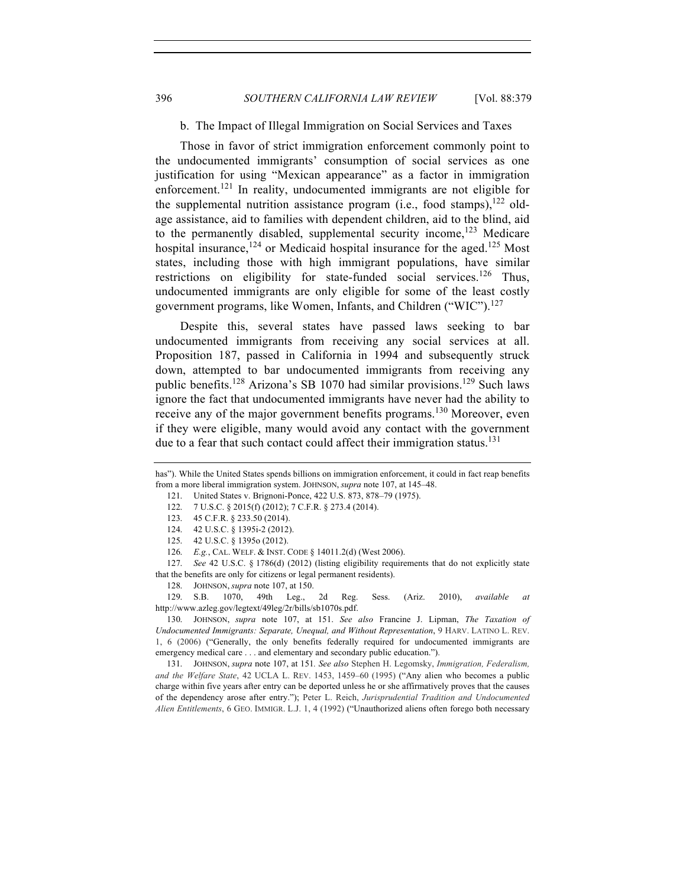#### b. The Impact of Illegal Immigration on Social Services and Taxes

Those in favor of strict immigration enforcement commonly point to the undocumented immigrants' consumption of social services as one justification for using "Mexican appearance" as a factor in immigration enforcement.[121] In reality, undocumented immigrants are not eligible for the supplemental nutrition assistance program (i.e., food stamps),[122] old-age assistance, aid to families with dependent children, aid to the blind, aid to the permanently disabled, supplemental security income,[123] Medicare hospital insurance,[124] or Medicaid hospital insurance for the aged.[125] Most states, including those with high immigrant populations, have similar restrictions on eligibility for state-funded social services.[126] Thus, undocumented immigrants are only eligible for some of the least costly government programs, like Women, Infants, and Children ("WIC").[127]

Despite this, several states have passed laws seeking to bar undocumented immigrants from receiving any social services at all. Proposition 187, passed in California in 1994 and subsequently struck down, attempted to bar undocumented immigrants from receiving any public benefits.[128] Arizona's SB 1070 had similar provisions.[129] Such laws ignore the fact that undocumented immigrants have never had the ability to receive any of the major government benefits programs.[130] Moreover, even if they were eligible, many would avoid any contact with the government due to a fear that such contact could affect their immigration status.[131]

---

has"). While the United States spends billions on immigration enforcement, it could in fact reap benefits from a more liberal immigration system. JOHNSON, *supra* note 107, at 145–48.

121. United States v. Brignoni-Ponce, 422 U.S. 873, 878–79 (1975).

122. 7 U.S.C. § 2015(f) (2012); 7 C.F.R. § 273.4 (2014).

123. 45 C.F.R. § 233.50 (2014).

124. 42 U.S.C. § 1395i-2 (2012).

125. 42 U.S.C. § 1395o (2012).

126. *E.g.*, CAL. WELF. & INST. CODE § 14011.2(d) (West 2006).

127. *See* 42 U.S.C. § 1786(d) (2012) (listing eligibility requirements that do not explicitly state that the benefits are only for citizens or legal permanent residents).

128. JOHNSON, *supra* note 107, at 150.

129. S.B. 1070, 49th Leg., 2d Reg. Sess. (Ariz. 2010), *available at* http://www.azleg.gov/legtext/49leg/2r/bills/sb1070s.pdf.

130. JOHNSON, *supra* note 107, at 151. *See also* Francine J. Lipman, *The Taxation of Undocumented Immigrants: Separate, Unequal, and Without Representation*, 9 HARV. LATINO L. REV. 1, 6 (2006) ("Generally, the only benefits federally required for undocumented immigrants are emergency medical care . . . and elementary and secondary public education.").

131. JOHNSON, *supra* note 107, at 151. *See also* Stephen H. Legomsky, *Immigration, Federalism, and the Welfare State*, 42 UCLA L. REV. 1453, 1459–60 (1995) ("Any alien who becomes a public charge within five years after entry can be deported unless he or she affirmatively proves that the causes of the dependency arose after entry."); Peter L. Reich, *Jurisprudential Tradition and Undocumented Alien Entitlements*, 6 GEO. IMMIGR. L.J. 1, 4 (1992) ("Unauthorized aliens often forego both necessary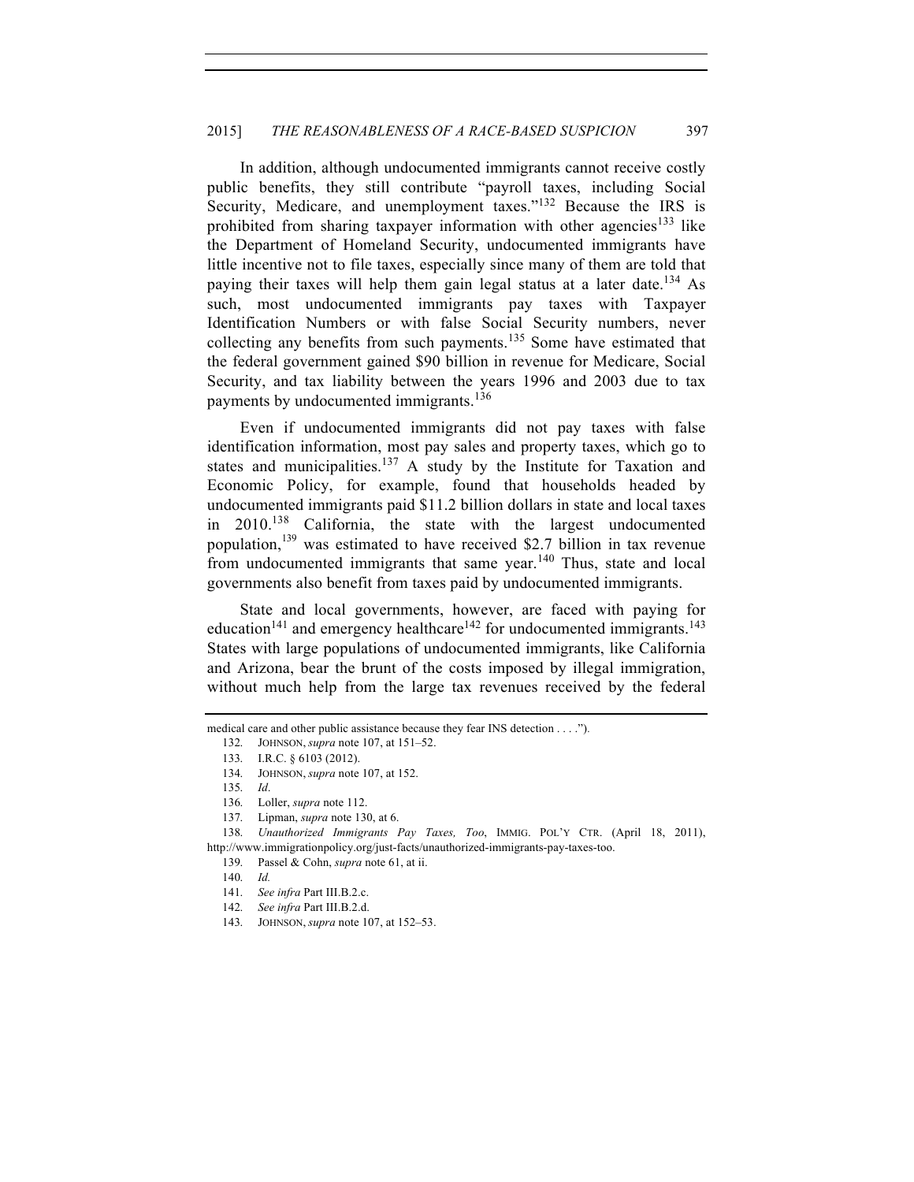In addition, although undocumented immigrants cannot receive costly public benefits, they still contribute "payroll taxes, including Social Security, Medicare, and unemployment taxes."[132] Because the IRS is prohibited from sharing taxpayer information with other agencies[133] like the Department of Homeland Security, undocumented immigrants have little incentive not to file taxes, especially since many of them are told that paying their taxes will help them gain legal status at a later date.[134] As such, most undocumented immigrants pay taxes with Taxpayer Identification Numbers or with false Social Security numbers, never collecting any benefits from such payments.[135] Some have estimated that the federal government gained $90 billion in revenue for Medicare, Social Security, and tax liability between the years 1996 and 2003 due to tax payments by undocumented immigrants.[136]

Even if undocumented immigrants did not pay taxes with false identification information, most pay sales and property taxes, which go to states and municipalities.[137] A study by the Institute for Taxation and Economic Policy, for example, found that households headed by undocumented immigrants paid $11.2 billion dollars in state and local taxes in 2010.[138] California, the state with the largest undocumented population,[139] was estimated to have received $2.7 billion in tax revenue from undocumented immigrants that same year.[140] Thus, state and local governments also benefit from taxes paid by undocumented immigrants.

State and local governments, however, are faced with paying for education[141] and emergency healthcare[142] for undocumented immigrants.[143] States with large populations of undocumented immigrants, like California and Arizona, bear the brunt of the costs imposed by illegal immigration, without much help from the large tax revenues received by the federal

---

medical care and other public assistance because they fear INS detection . . . .").

132. JOHNSON, *supra* note 107, at 151–52.

133. I.R.C. § 6103 (2012).

134. JOHNSON, *supra* note 107, at 152.

135. *Id*.

136. Loller, *supra* note 112.

137. Lipman, *supra* note 130, at 6.

138. *Unauthorized Immigrants Pay Taxes, Too*, IMMIG. POL'Y CTR. (April 18, 2011), http://www.immigrationpolicy.org/just-facts/unauthorized-immigrants-pay-taxes-too.

139. Passel & Cohn, *supra* note 61, at ii.

140. *Id.*

141. *See infra* Part III.B.2.c.

142. *See infra* Part III.B.2.d.

143. JOHNSON, *supra* note 107, at 152–53.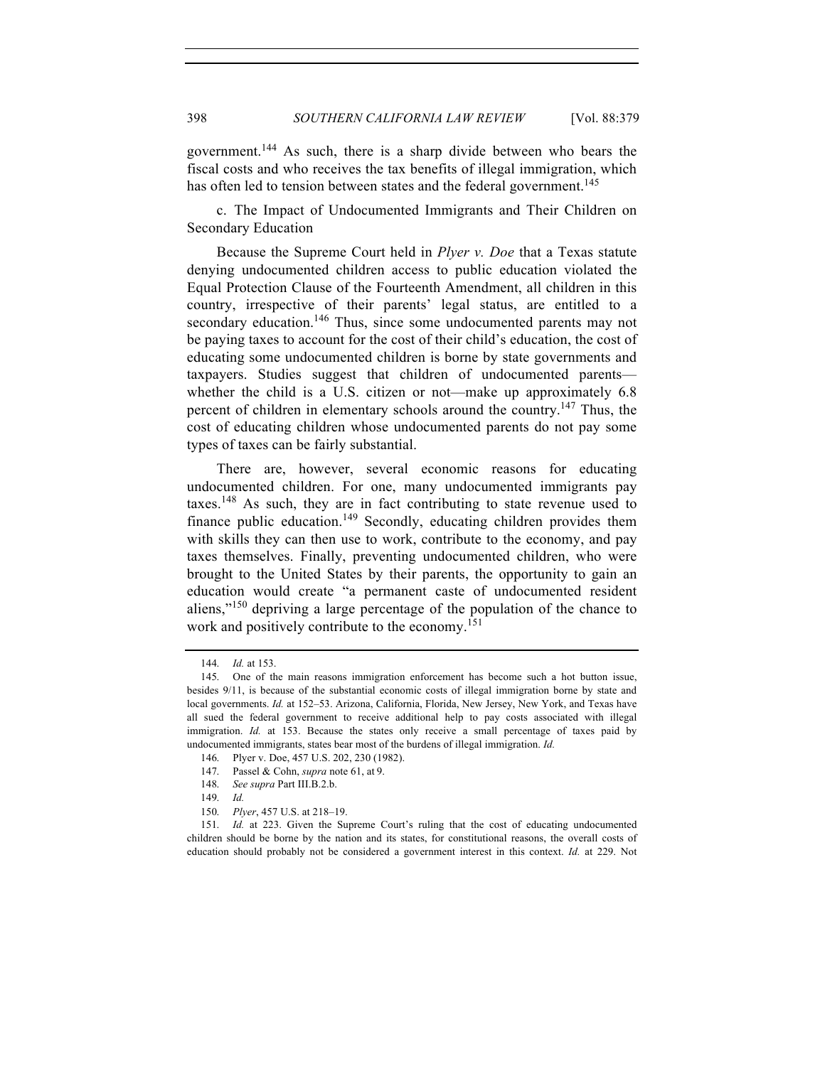government.[144] As such, there is a sharp divide between who bears the fiscal costs and who receives the tax benefits of illegal immigration, which has often led to tension between states and the federal government.[145]

c. The Impact of Undocumented Immigrants and Their Children on Secondary Education

Because the Supreme Court held in *Plyer v. Doe* that a Texas statute denying undocumented children access to public education violated the Equal Protection Clause of the Fourteenth Amendment, all children in this country, irrespective of their parents' legal status, are entitled to a secondary education.[146] Thus, since some undocumented parents may not be paying taxes to account for the cost of their child's education, the cost of educating some undocumented children is borne by state governments and taxpayers. Studies suggest that children of undocumented parents—whether the child is a U.S. citizen or not—make up approximately 6.8 percent of children in elementary schools around the country.[147] Thus, the cost of educating children whose undocumented parents do not pay some types of taxes can be fairly substantial.

There are, however, several economic reasons for educating undocumented children. For one, many undocumented immigrants pay taxes.[148] As such, they are in fact contributing to state revenue used to finance public education.[149] Secondly, educating children provides them with skills they can then use to work, contribute to the economy, and pay taxes themselves. Finally, preventing undocumented children, who were brought to the United States by their parents, the opportunity to gain an education would create "a permanent caste of undocumented resident aliens,"[150] depriving a large percentage of the population of the chance to work and positively contribute to the economy.[151]

---

144. *Id.* at 153.

145. One of the main reasons immigration enforcement has become such a hot button issue, besides 9/11, is because of the substantial economic costs of illegal immigration borne by state and local governments. *Id.* at 152–53. Arizona, California, Florida, New Jersey, New York, and Texas have all sued the federal government to receive additional help to pay costs associated with illegal immigration. *Id.* at 153. Because the states only receive a small percentage of taxes paid by undocumented immigrants, states bear most of the burdens of illegal immigration. *Id.*

146. Plyer v. Doe, 457 U.S. 202, 230 (1982).

147. Passel & Cohn, *supra* note 61, at 9.

148. *See supra* Part III.B.2.b.

149. *Id.*

150. *Plyer*, 457 U.S. at 218–19.

151. *Id.* at 223. Given the Supreme Court's ruling that the cost of educating undocumented children should be borne by the nation and its states, for constitutional reasons, the overall costs of education should probably not be considered a government interest in this context. *Id.* at 229. Not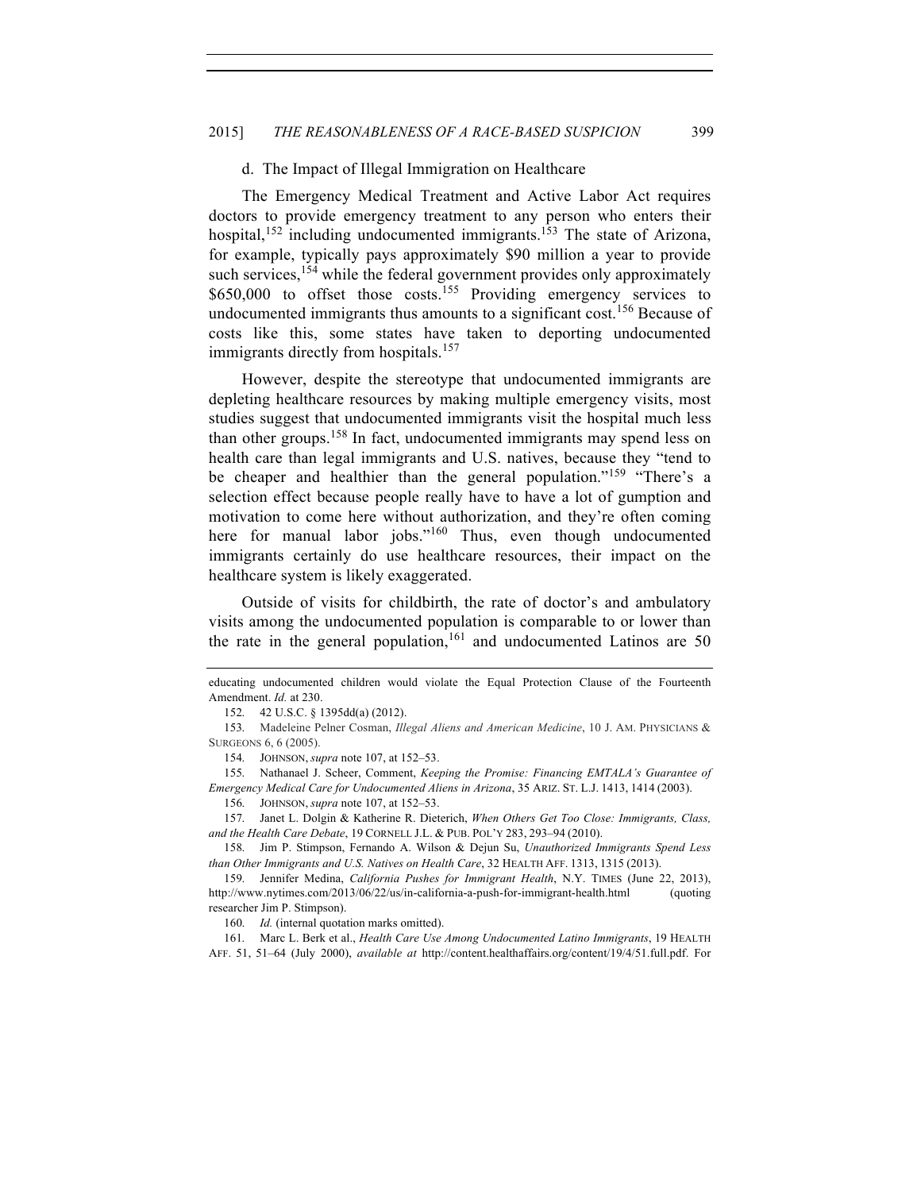#### d. The Impact of Illegal Immigration on Healthcare

The Emergency Medical Treatment and Active Labor Act requires doctors to provide emergency treatment to any person who enters their hospital,[152] including undocumented immigrants.[153] The state of Arizona, for example, typically pays approximately $90 million a year to provide such services,[154] while the federal government provides only approximately $650,000 to offset those costs.[155] Providing emergency services to undocumented immigrants thus amounts to a significant cost.[156] Because of costs like this, some states have taken to deporting undocumented immigrants directly from hospitals.[157]

However, despite the stereotype that undocumented immigrants are depleting healthcare resources by making multiple emergency visits, most studies suggest that undocumented immigrants visit the hospital much less than other groups.[158] In fact, undocumented immigrants may spend less on health care than legal immigrants and U.S. natives, because they "tend to be cheaper and healthier than the general population."[159] "There's a selection effect because people really have to have a lot of gumption and motivation to come here without authorization, and they're often coming here for manual labor jobs."[160] Thus, even though undocumented immigrants certainly do use healthcare resources, their impact on the healthcare system is likely exaggerated.

Outside of visits for childbirth, the rate of doctor's and ambulatory visits among the undocumented population is comparable to or lower than the rate in the general population,[161] and undocumented Latinos are 50

---

educating undocumented children would violate the Equal Protection Clause of the Fourteenth Amendment. *Id.* at 230.

152. 42 U.S.C. § 1395dd(a) (2012).

153. Madeleine Pelner Cosman, *Illegal Aliens and American Medicine*, 10 J. AM. PHYSICIANS & SURGEONS 6, 6 (2005).

154. JOHNSON, *supra* note 107, at 152–53.

155. Nathanael J. Scheer, Comment, *Keeping the Promise: Financing EMTALA's Guarantee of Emergency Medical Care for Undocumented Aliens in Arizona*, 35 ARIZ. ST. L.J. 1413, 1414 (2003).

156. JOHNSON, *supra* note 107, at 152–53.

157. Janet L. Dolgin & Katherine R. Dieterich, *When Others Get Too Close: Immigrants, Class, and the Health Care Debate*, 19 CORNELL J.L. & PUB. POL'Y 283, 293–94 (2010).

158. Jim P. Stimpson, Fernando A. Wilson & Dejun Su, *Unauthorized Immigrants Spend Less than Other Immigrants and U.S. Natives on Health Care*, 32 HEALTH AFF. 1313, 1315 (2013).

159. Jennifer Medina, *California Pushes for Immigrant Health*, N.Y. TIMES (June 22, 2013), http://www.nytimes.com/2013/06/22/us/in-california-a-push-for-immigrant-health.html (quoting researcher Jim P. Stimpson).

160. *Id.* (internal quotation marks omitted).

161. Marc L. Berk et al., *Health Care Use Among Undocumented Latino Immigrants*, 19 HEALTH AFF. 51, 51–64 (July 2000), *available at* http://content.healthaffairs.org/content/19/4/51.full.pdf. For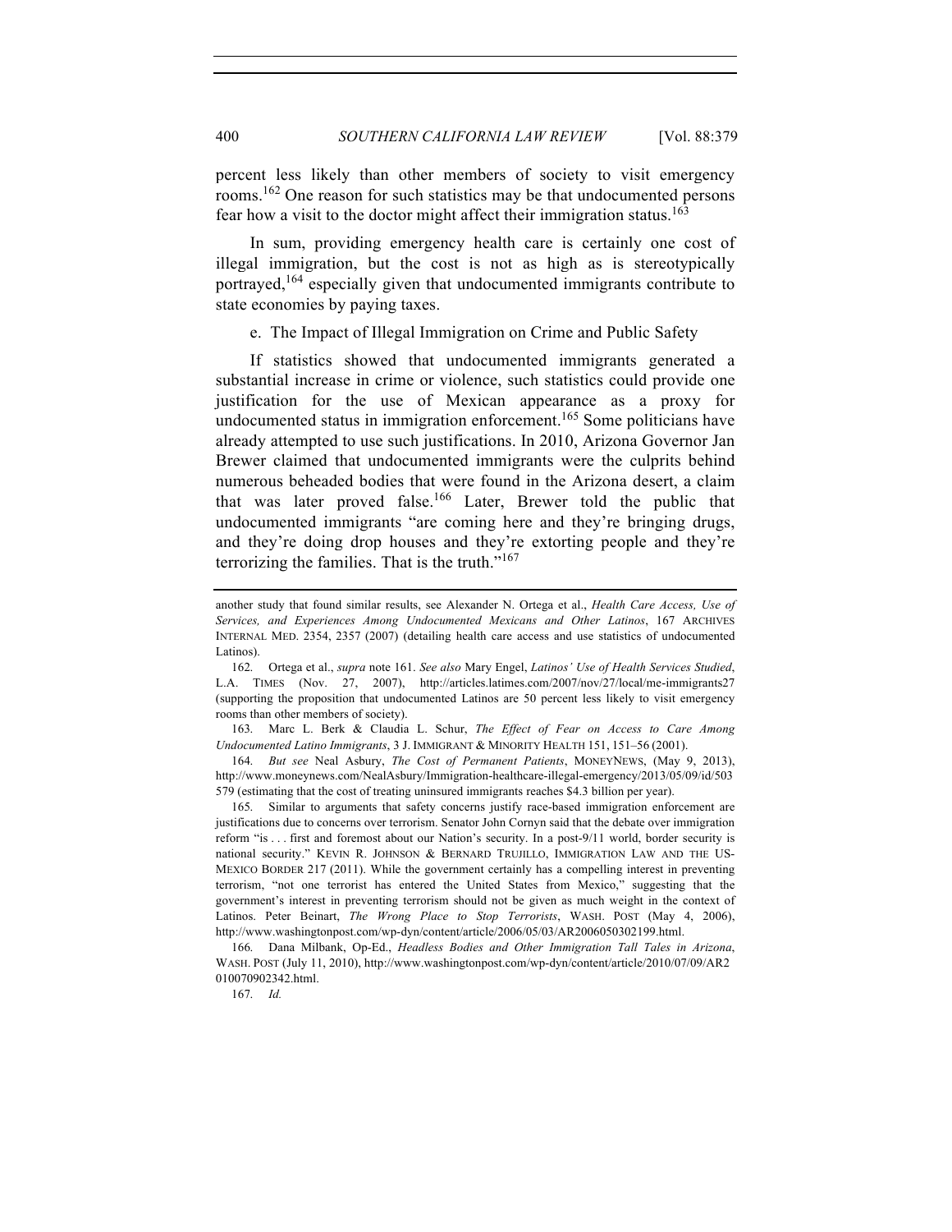percent less likely than other members of society to visit emergency rooms.[162] One reason for such statistics may be that undocumented persons fear how a visit to the doctor might affect their immigration status.[163]

In sum, providing emergency health care is certainly one cost of illegal immigration, but the cost is not as high as is stereotypically portrayed,[164] especially given that undocumented immigrants contribute to state economies by paying taxes.

e. The Impact of Illegal Immigration on Crime and Public Safety

If statistics showed that undocumented immigrants generated a substantial increase in crime or violence, such statistics could provide one justification for the use of Mexican appearance as a proxy for undocumented status in immigration enforcement.[165] Some politicians have already attempted to use such justifications. In 2010, Arizona Governor Jan Brewer claimed that undocumented immigrants were the culprits behind numerous beheaded bodies that were found in the Arizona desert, a claim that was later proved false.[166] Later, Brewer told the public that undocumented immigrants "are coming here and they're bringing drugs, and they're doing drop houses and they're extorting people and they're terrorizing the families. That is the truth."[167]

---

another study that found similar results, see Alexander N. Ortega et al., *Health Care Access, Use of Services, and Experiences Among Undocumented Mexicans and Other Latinos*, 167 ARCHIVES INTERNAL MED. 2354, 2357 (2007) (detailing health care access and use statistics of undocumented Latinos).

162. Ortega et al., *supra* note 161. *See also* Mary Engel, *Latinos' Use of Health Services Studied*, L.A. TIMES (Nov. 27, 2007), http://articles.latimes.com/2007/nov/27/local/me-immigrants27 (supporting the proposition that undocumented Latinos are 50 percent less likely to visit emergency rooms than other members of society).

163. Marc L. Berk & Claudia L. Schur, *The Effect of Fear on Access to Care Among Undocumented Latino Immigrants*, 3 J. IMMIGRANT & MINORITY HEALTH 151, 151–56 (2001).

164. *But see* Neal Asbury, *The Cost of Permanent Patients*, MONEYNEWS, (May 9, 2013), http://www.moneynews.com/NealAsbury/Immigration-healthcare-illegal-emergency/2013/05/09/id/503579 (estimating that the cost of treating uninsured immigrants reaches $4.3 billion per year).

165. Similar to arguments that safety concerns justify race-based immigration enforcement are justifications due to concerns over terrorism. Senator John Cornyn said that the debate over immigration reform "is . . . first and foremost about our Nation's security. In a post-9/11 world, border security is national security." KEVIN R. JOHNSON & BERNARD TRUJILLO, IMMIGRATION LAW AND THE US-MEXICO BORDER 217 (2011). While the government certainly has a compelling interest in preventing terrorism, "not one terrorist has entered the United States from Mexico," suggesting that the government's interest in preventing terrorism should not be given as much weight in the context of Latinos. Peter Beinart, *The Wrong Place to Stop Terrorists*, WASH. POST (May 4, 2006), http://www.washingtonpost.com/wp-dyn/content/article/2006/05/03/AR2006050302199.html.

166. Dana Milbank, Op-Ed., *Headless Bodies and Other Immigration Tall Tales in Arizona*, WASH. POST (July 11, 2010), http://www.washingtonpost.com/wp-dyn/content/article/2010/07/09/AR2010070902342.html.

167. *Id.*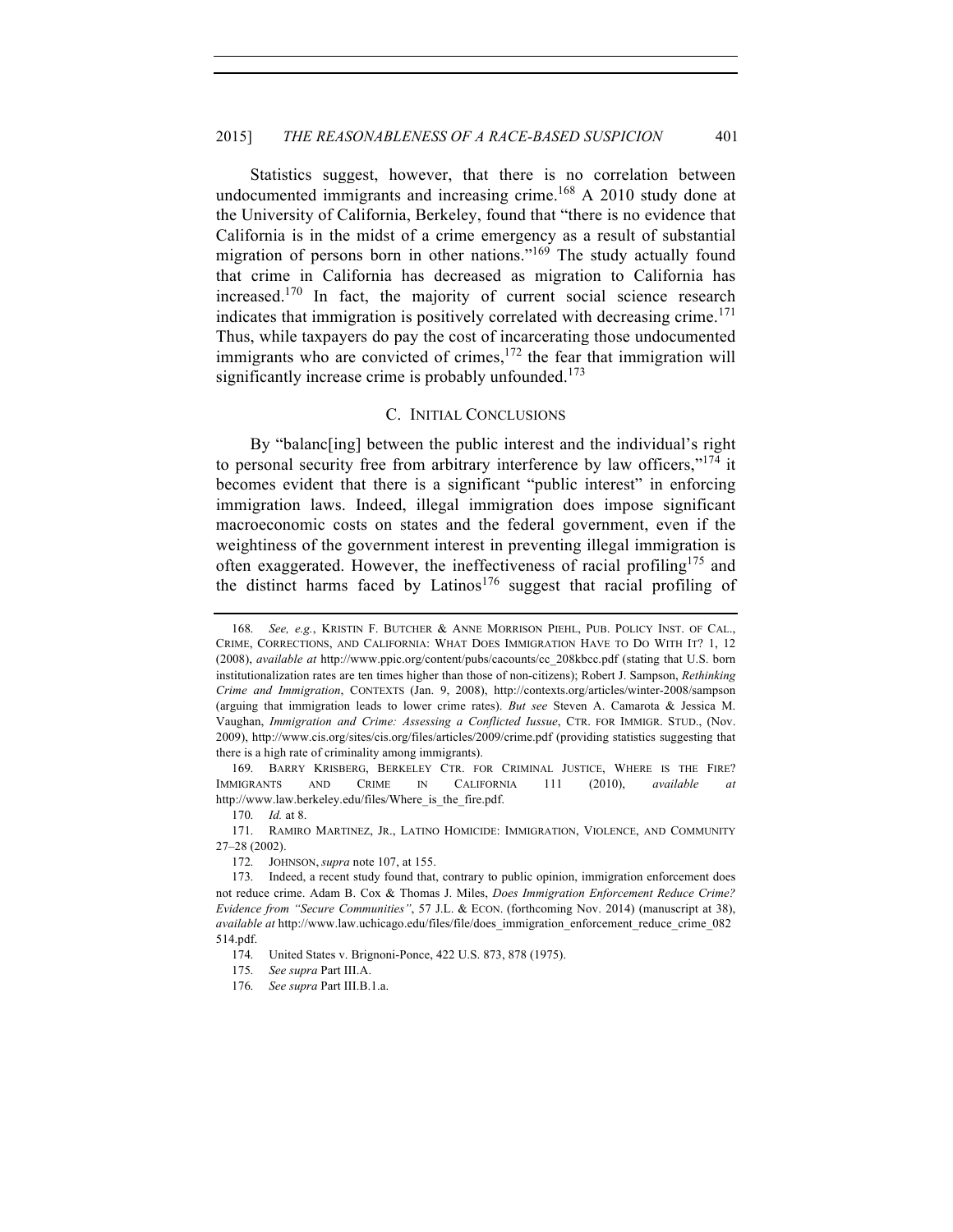Statistics suggest, however, that there is no correlation between undocumented immigrants and increasing crime.[168] A 2010 study done at the University of California, Berkeley, found that "there is no evidence that California is in the midst of a crime emergency as a result of substantial migration of persons born in other nations."[169] The study actually found that crime in California has decreased as migration to California has increased.[170] In fact, the majority of current social science research indicates that immigration is positively correlated with decreasing crime.[171] Thus, while taxpayers do pay the cost of incarcerating those undocumented immigrants who are convicted of crimes,[172] the fear that immigration will significantly increase crime is probably unfounded.[173]

### C. INITIAL CONCLUSIONS

By "balanc[ing] between the public interest and the individual's right to personal security free from arbitrary interference by law officers,"[174] it becomes evident that there is a significant "public interest" in enforcing immigration laws. Indeed, illegal immigration does impose significant macroeconomic costs on states and the federal government, even if the weightiness of the government interest in preventing illegal immigration is often exaggerated. However, the ineffectiveness of racial profiling[175] and the distinct harms faced by Latinos[176] suggest that racial profiling of

---

168. *See, e.g.*, KRISTIN F. BUTCHER & ANNE MORRISON PIEHL, PUB. POLICY INST. OF CAL., CRIME, CORRECTIONS, AND CALIFORNIA: WHAT DOES IMMIGRATION HAVE TO DO WITH IT? 1, 12 (2008), *available at* http://www.ppic.org/content/pubs/cacounts/cc_208kbcc.pdf (stating that U.S. born institutionalization rates are ten times higher than those of non-citizens); Robert J. Sampson, *Rethinking Crime and Immigration*, CONTEXTS (Jan. 9, 2008), http://contexts.org/articles/winter-2008/sampson (arguing that immigration leads to lower crime rates). *But see* Steven A. Camarota & Jessica M. Vaughan, *Immigration and Crime: Assessing a Conflicted Iussue*, CTR. FOR IMMIGR. STUD., (Nov. 2009), http://www.cis.org/sites/cis.org/files/articles/2009/crime.pdf (providing statistics suggesting that there is a high rate of criminality among immigrants).

169. BARRY KRISBERG, BERKELEY CTR. FOR CRIMINAL JUSTICE, WHERE IS THE FIRE? IMMIGRANTS AND CRIME IN CALIFORNIA 111 (2010), *available at* http://www.law.berkeley.edu/files/Where_is_the_fire.pdf.

170. *Id.* at 8.

171. RAMIRO MARTINEZ, JR., LATINO HOMICIDE: IMMIGRATION, VIOLENCE, AND COMMUNITY 27–28 (2002).

172. JOHNSON, *supra* note 107, at 155.

173. Indeed, a recent study found that, contrary to public opinion, immigration enforcement does not reduce crime. Adam B. Cox & Thomas J. Miles, *Does Immigration Enforcement Reduce Crime? Evidence from "Secure Communities"*, 57 J.L. & ECON. (forthcoming Nov. 2014) (manuscript at 38), *available at* http://www.law.uchicago.edu/files/file/does_immigration_enforcement_reduce_crime_082514.pdf.

174. United States v. Brignoni-Ponce, 422 U.S. 873, 878 (1975).

175. *See supra* Part III.A.

176. *See supra* Part III.B.1.a.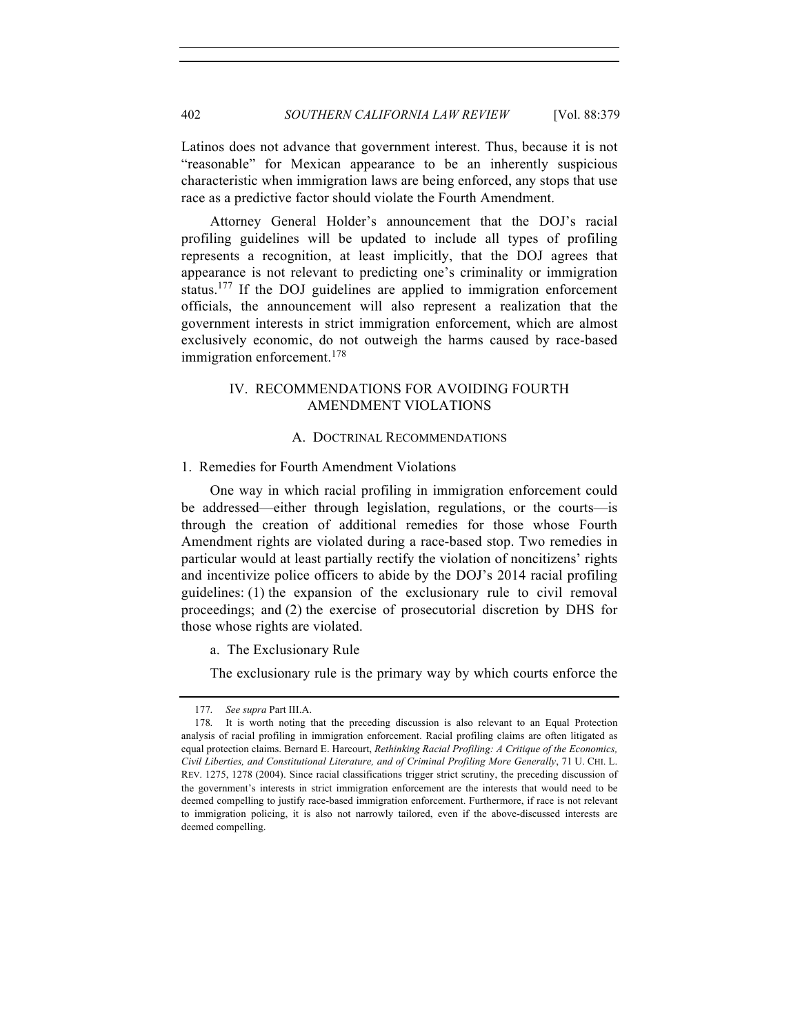Latinos does not advance that government interest. Thus, because it is not "reasonable" for Mexican appearance to be an inherently suspicious characteristic when immigration laws are being enforced, any stops that use race as a predictive factor should violate the Fourth Amendment.

Attorney General Holder's announcement that the DOJ's racial profiling guidelines will be updated to include all types of profiling represents a recognition, at least implicitly, that the DOJ agrees that appearance is not relevant to predicting one's criminality or immigration status.[177] If the DOJ guidelines are applied to immigration enforcement officials, the announcement will also represent a realization that the government interests in strict immigration enforcement, which are almost exclusively economic, do not outweigh the harms caused by race-based immigration enforcement.[178]

## IV. RECOMMENDATIONS FOR AVOIDING FOURTH AMENDMENT VIOLATIONS

### A. DOCTRINAL RECOMMENDATIONS

#### 1. Remedies for Fourth Amendment Violations

One way in which racial profiling in immigration enforcement could be addressed—either through legislation, regulations, or the courts—is through the creation of additional remedies for those whose Fourth Amendment rights are violated during a race-based stop. Two remedies in particular would at least partially rectify the violation of noncitizens' rights and incentivize police officers to abide by the DOJ's 2014 racial profiling guidelines: (1) the expansion of the exclusionary rule to civil removal proceedings; and (2) the exercise of prosecutorial discretion by DHS for those whose rights are violated.

##### a. The Exclusionary Rule

The exclusionary rule is the primary way by which courts enforce the

---

177. *See supra* Part III.A.

178. It is worth noting that the preceding discussion is also relevant to an Equal Protection analysis of racial profiling in immigration enforcement. Racial profiling claims are often litigated as equal protection claims. Bernard E. Harcourt, *Rethinking Racial Profiling: A Critique of the Economics, Civil Liberties, and Constitutional Literature, and of Criminal Profiling More Generally*, 71 U. CHI. L. REV. 1275, 1278 (2004). Since racial classifications trigger strict scrutiny, the preceding discussion of the government's interests in strict immigration enforcement are the interests that would need to be deemed compelling to justify race-based immigration enforcement. Furthermore, if race is not relevant to immigration policing, it is also not narrowly tailored, even if the above-discussed interests are deemed compelling.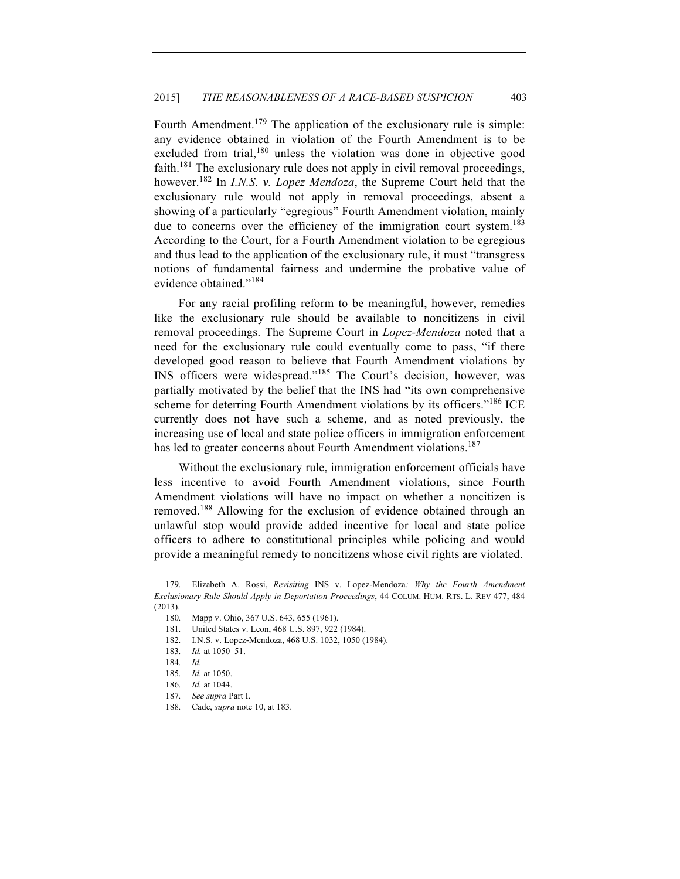Fourth Amendment.[179] The application of the exclusionary rule is simple: any evidence obtained in violation of the Fourth Amendment is to be excluded from trial,[180] unless the violation was done in objective good faith.[181] The exclusionary rule does not apply in civil removal proceedings, however.[182] In *I.N.S. v. Lopez Mendoza*, the Supreme Court held that the exclusionary rule would not apply in removal proceedings, absent a showing of a particularly "egregious" Fourth Amendment violation, mainly due to concerns over the efficiency of the immigration court system.[183] According to the Court, for a Fourth Amendment violation to be egregious and thus lead to the application of the exclusionary rule, it must "transgress notions of fundamental fairness and undermine the probative value of evidence obtained."[184]

For any racial profiling reform to be meaningful, however, remedies like the exclusionary rule should be available to noncitizens in civil removal proceedings. The Supreme Court in *Lopez-Mendoza* noted that a need for the exclusionary rule could eventually come to pass, "if there developed good reason to believe that Fourth Amendment violations by INS officers were widespread."[185] The Court's decision, however, was partially motivated by the belief that the INS had "its own comprehensive scheme for deterring Fourth Amendment violations by its officers."[186] ICE currently does not have such a scheme, and as noted previously, the increasing use of local and state police officers in immigration enforcement has led to greater concerns about Fourth Amendment violations.[187]

Without the exclusionary rule, immigration enforcement officials have less incentive to avoid Fourth Amendment violations, since Fourth Amendment violations will have no impact on whether a noncitizen is removed.[188] Allowing for the exclusion of evidence obtained through an unlawful stop would provide added incentive for local and state police officers to adhere to constitutional principles while policing and would provide a meaningful remedy to noncitizens whose civil rights are violated.

---

179. Elizabeth A. Rossi, *Revisiting* INS v. Lopez-Mendoza*: Why the Fourth Amendment Exclusionary Rule Should Apply in Deportation Proceedings*, 44 COLUM. HUM. RTS. L. REV 477, 484 (2013).

180. Mapp v. Ohio, 367 U.S. 643, 655 (1961).

181. United States v. Leon, 468 U.S. 897, 922 (1984).

182. I.N.S. v. Lopez-Mendoza, 468 U.S. 1032, 1050 (1984).

183. *Id.* at 1050–51.

184. *Id.*

185. *Id.* at 1050.

186. *Id.* at 1044.

187. *See supra* Part I.

188. Cade, *supra* note 10, at 183.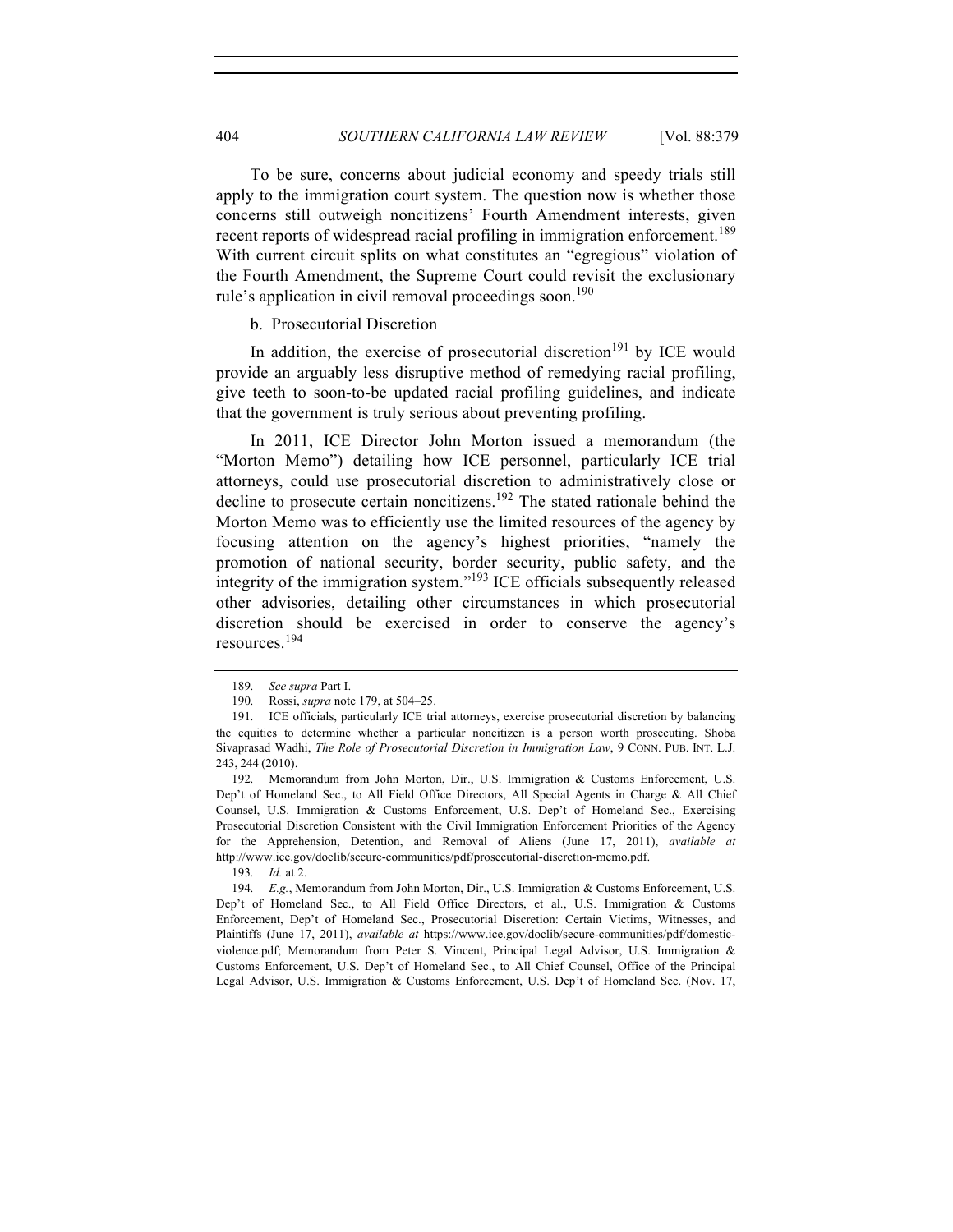To be sure, concerns about judicial economy and speedy trials still apply to the immigration court system. The question now is whether those concerns still outweigh noncitizens' Fourth Amendment interests, given recent reports of widespread racial profiling in immigration enforcement.[189] With current circuit splits on what constitutes an "egregious" violation of the Fourth Amendment, the Supreme Court could revisit the exclusionary rule's application in civil removal proceedings soon.[190]

b. Prosecutorial Discretion

In addition, the exercise of prosecutorial discretion[191] by ICE would provide an arguably less disruptive method of remedying racial profiling, give teeth to soon-to-be updated racial profiling guidelines, and indicate that the government is truly serious about preventing profiling.

In 2011, ICE Director John Morton issued a memorandum (the "Morton Memo") detailing how ICE personnel, particularly ICE trial attorneys, could use prosecutorial discretion to administratively close or decline to prosecute certain noncitizens.[192] The stated rationale behind the Morton Memo was to efficiently use the limited resources of the agency by focusing attention on the agency's highest priorities, "namely the promotion of national security, border security, public safety, and the integrity of the immigration system."[193] ICE officials subsequently released other advisories, detailing other circumstances in which prosecutorial discretion should be exercised in order to conserve the agency's resources.[194]

---

189. *See supra* Part I.

190. Rossi, *supra* note 179, at 504–25.

191. ICE officials, particularly ICE trial attorneys, exercise prosecutorial discretion by balancing the equities to determine whether a particular noncitizen is a person worth prosecuting. Shoba Sivaprasad Wadhi, *The Role of Prosecutorial Discretion in Immigration Law*, 9 CONN. PUB. INT. L.J. 243, 244 (2010).

192. Memorandum from John Morton, Dir., U.S. Immigration & Customs Enforcement, U.S. Dep't of Homeland Sec., to All Field Office Directors, All Special Agents in Charge & All Chief Counsel, U.S. Immigration & Customs Enforcement, U.S. Dep't of Homeland Sec., Exercising Prosecutorial Discretion Consistent with the Civil Immigration Enforcement Priorities of the Agency for the Apprehension, Detention, and Removal of Aliens (June 17, 2011), *available at* http://www.ice.gov/doclib/secure-communities/pdf/prosecutorial-discretion-memo.pdf.

193. *Id.* at 2.

194. *E.g.*, Memorandum from John Morton, Dir., U.S. Immigration & Customs Enforcement, U.S. Dep't of Homeland Sec., to All Field Office Directors, et al., U.S. Immigration & Customs Enforcement, Dep't of Homeland Sec., Prosecutorial Discretion: Certain Victims, Witnesses, and Plaintiffs (June 17, 2011), *available at* https://www.ice.gov/doclib/secure-communities/pdf/domestic-violence.pdf; Memorandum from Peter S. Vincent, Principal Legal Advisor, U.S. Immigration & Customs Enforcement, U.S. Dep't of Homeland Sec., to All Chief Counsel, Office of the Principal Legal Advisor, U.S. Immigration & Customs Enforcement, U.S. Dep't of Homeland Sec. (Nov. 17,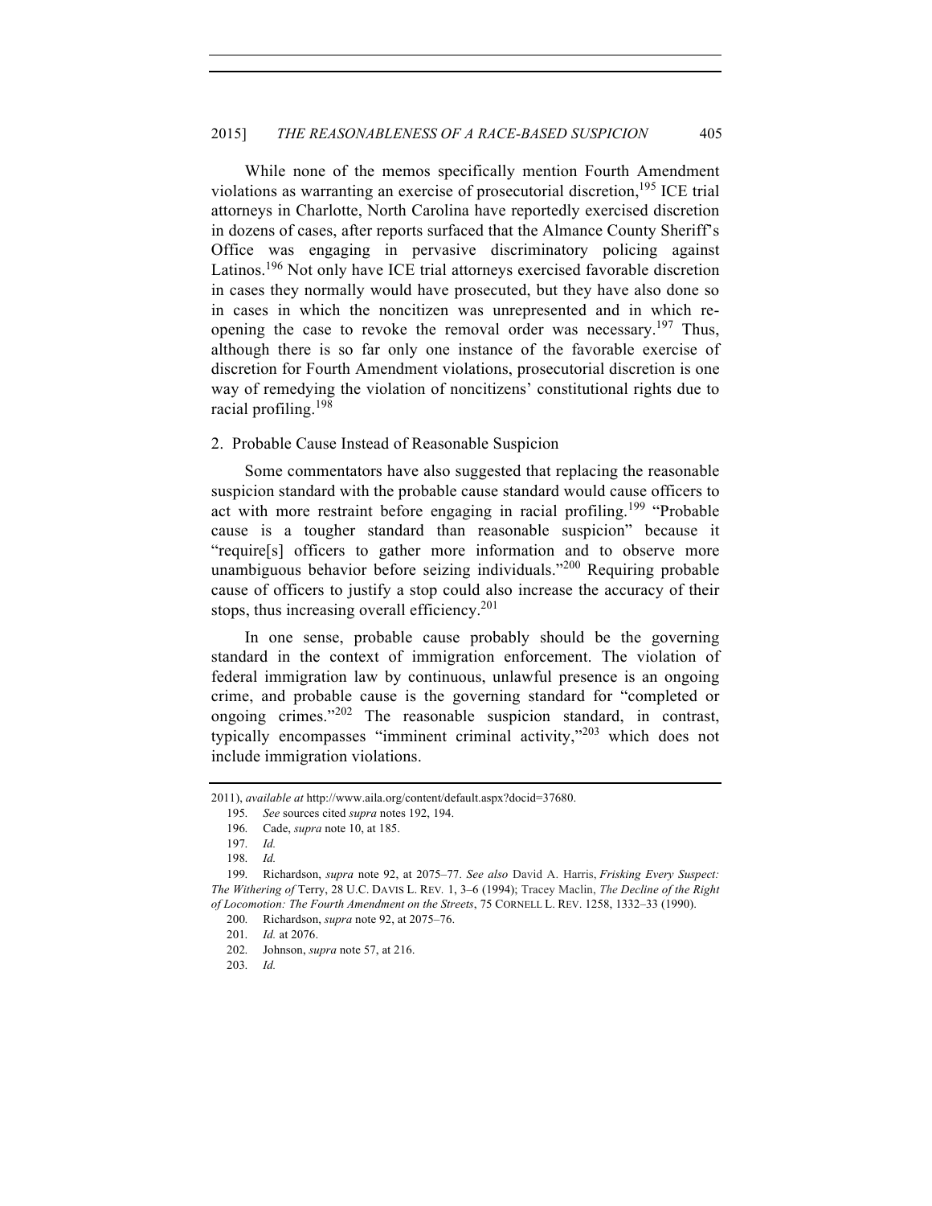While none of the memos specifically mention Fourth Amendment violations as warranting an exercise of prosecutorial discretion,[195] ICE trial attorneys in Charlotte, North Carolina have reportedly exercised discretion in dozens of cases, after reports surfaced that the Almance County Sheriff's Office was engaging in pervasive discriminatory policing against Latinos.[196] Not only have ICE trial attorneys exercised favorable discretion in cases they normally would have prosecuted, but they have also done so in cases in which the noncitizen was unrepresented and in which re-opening the case to revoke the removal order was necessary.[197] Thus, although there is so far only one instance of the favorable exercise of discretion for Fourth Amendment violations, prosecutorial discretion is one way of remedying the violation of noncitizens' constitutional rights due to racial profiling.[198]

### 2. Probable Cause Instead of Reasonable Suspicion

Some commentators have also suggested that replacing the reasonable suspicion standard with the probable cause standard would cause officers to act with more restraint before engaging in racial profiling.[199] "Probable cause is a tougher standard than reasonable suspicion" because it "require[s] officers to gather more information and to observe more unambiguous behavior before seizing individuals."[200] Requiring probable cause of officers to justify a stop could also increase the accuracy of their stops, thus increasing overall efficiency.[201]

In one sense, probable cause probably should be the governing standard in the context of immigration enforcement. The violation of federal immigration law by continuous, unlawful presence is an ongoing crime, and probable cause is the governing standard for "completed or ongoing crimes."[202] The reasonable suspicion standard, in contrast, typically encompasses "imminent criminal activity,"[203] which does not include immigration violations.

---

2011), *available at* http://www.aila.org/content/default.aspx?docid=37680.

195. *See* sources cited *supra* notes 192, 194.

196. Cade, *supra* note 10, at 185.

197. *Id.*

198. *Id.*

199. Richardson, *supra* note 92, at 2075–77. *See also* David A. Harris, *Frisking Every Suspect: The Withering of* Terry, 28 U.C. DAVIS L. REV. 1, 3–6 (1994); Tracey Maclin, *The Decline of the Right of Locomotion: The Fourth Amendment on the Streets*, 75 CORNELL L. REV. 1258, 1332–33 (1990).

200. Richardson, *supra* note 92, at 2075–76.

201. *Id.* at 2076.

202. Johnson, *supra* note 57, at 216.

203. *Id.*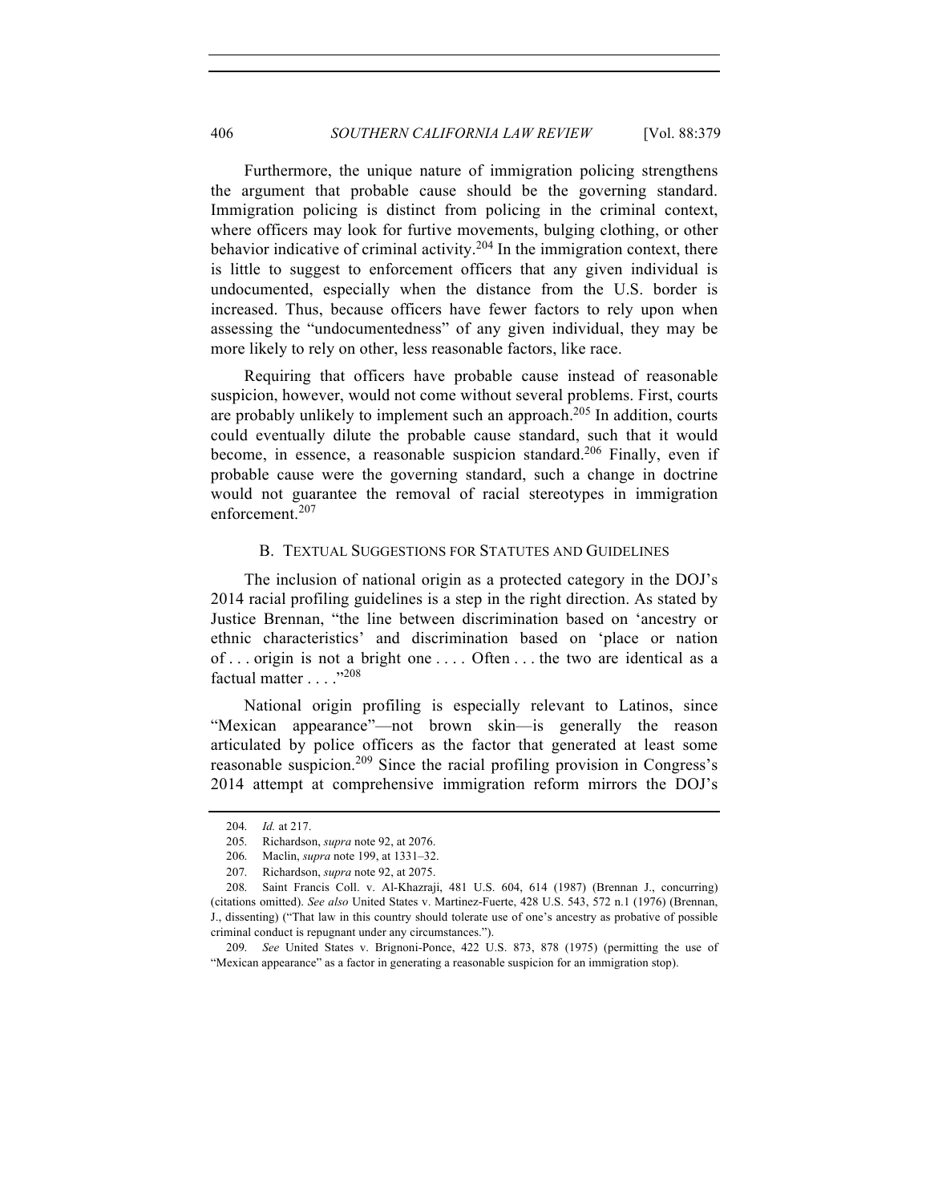Furthermore, the unique nature of immigration policing strengthens the argument that probable cause should be the governing standard. Immigration policing is distinct from policing in the criminal context, where officers may look for furtive movements, bulging clothing, or other behavior indicative of criminal activity.[204] In the immigration context, there is little to suggest to enforcement officers that any given individual is undocumented, especially when the distance from the U.S. border is increased. Thus, because officers have fewer factors to rely upon when assessing the "undocumentedness" of any given individual, they may be more likely to rely on other, less reasonable factors, like race.

Requiring that officers have probable cause instead of reasonable suspicion, however, would not come without several problems. First, courts are probably unlikely to implement such an approach.[205] In addition, courts could eventually dilute the probable cause standard, such that it would become, in essence, a reasonable suspicion standard.[206] Finally, even if probable cause were the governing standard, such a change in doctrine would not guarantee the removal of racial stereotypes in immigration enforcement.[207]

### B. TEXTUAL SUGGESTIONS FOR STATUTES AND GUIDELINES

The inclusion of national origin as a protected category in the DOJ's 2014 racial profiling guidelines is a step in the right direction. As stated by Justice Brennan, "the line between discrimination based on 'ancestry or ethnic characteristics' and discrimination based on 'place or nation of . . . origin is not a bright one . . . . Often . . . the two are identical as a factual matter . . . ."[208]

National origin profiling is especially relevant to Latinos, since "Mexican appearance"—not brown skin—is generally the reason articulated by police officers as the factor that generated at least some reasonable suspicion.[209] Since the racial profiling provision in Congress's 2014 attempt at comprehensive immigration reform mirrors the DOJ's

---

204. *Id.* at 217.

205. Richardson, *supra* note 92, at 2076.

206. Maclin, *supra* note 199, at 1331–32.

207. Richardson, *supra* note 92, at 2075.

208. Saint Francis Coll. v. Al-Khazraji, 481 U.S. 604, 614 (1987) (Brennan J., concurring) (citations omitted). *See also* United States v. Martinez-Fuerte, 428 U.S. 543, 572 n.1 (1976) (Brennan, J., dissenting) ("That law in this country should tolerate use of one's ancestry as probative of possible criminal conduct is repugnant under any circumstances.").

209. *See* United States v. Brignoni-Ponce, 422 U.S. 873, 878 (1975) (permitting the use of "Mexican appearance" as a factor in generating a reasonable suspicion for an immigration stop).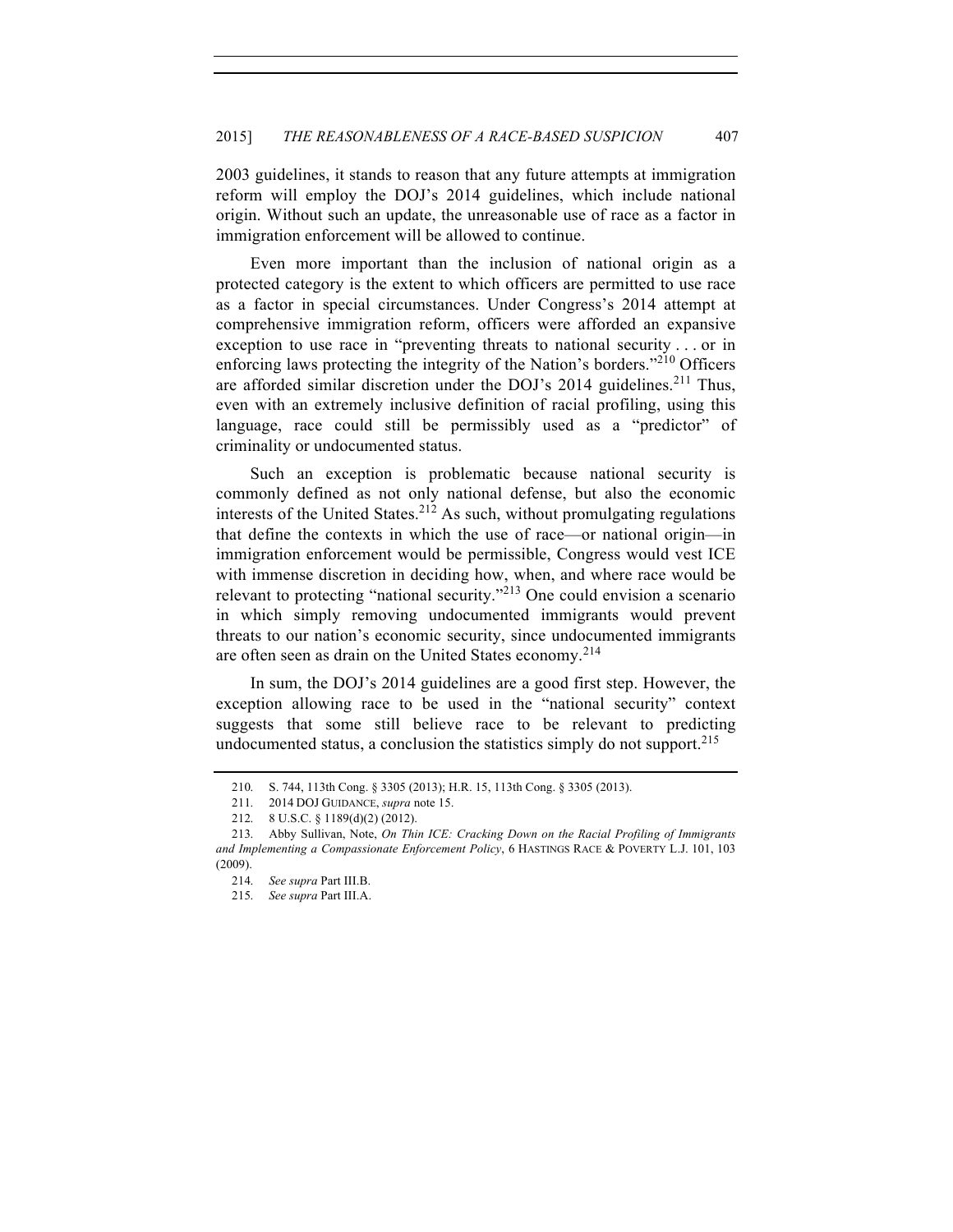2003 guidelines, it stands to reason that any future attempts at immigration reform will employ the DOJ's 2014 guidelines, which include national origin. Without such an update, the unreasonable use of race as a factor in immigration enforcement will be allowed to continue.

Even more important than the inclusion of national origin as a protected category is the extent to which officers are permitted to use race as a factor in special circumstances. Under Congress's 2014 attempt at comprehensive immigration reform, officers were afforded an expansive exception to use race in "preventing threats to national security . . . or in enforcing laws protecting the integrity of the Nation's borders."[210] Officers are afforded similar discretion under the DOJ's 2014 guidelines.[211] Thus, even with an extremely inclusive definition of racial profiling, using this language, race could still be permissibly used as a "predictor" of criminality or undocumented status.

Such an exception is problematic because national security is commonly defined as not only national defense, but also the economic interests of the United States.[212] As such, without promulgating regulations that define the contexts in which the use of race—or national origin—in immigration enforcement would be permissible, Congress would vest ICE with immense discretion in deciding how, when, and where race would be relevant to protecting "national security."[213] One could envision a scenario in which simply removing undocumented immigrants would prevent threats to our nation's economic security, since undocumented immigrants are often seen as drain on the United States economy.[214]

In sum, the DOJ's 2014 guidelines are a good first step. However, the exception allowing race to be used in the "national security" context suggests that some still believe race to be relevant to predicting undocumented status, a conclusion the statistics simply do not support.[215]

---

210. S. 744, 113th Cong. § 3305 (2013); H.R. 15, 113th Cong. § 3305 (2013).

211. 2014 DOJ GUIDANCE, *supra* note 15.

212. 8 U.S.C. § 1189(d)(2) (2012).

213. Abby Sullivan, Note, *On Thin ICE: Cracking Down on the Racial Profiling of Immigrants and Implementing a Compassionate Enforcement Policy*, 6 HASTINGS RACE & POVERTY L.J. 101, 103 (2009).

214. *See supra* Part III.B.

215. *See supra* Part III.A.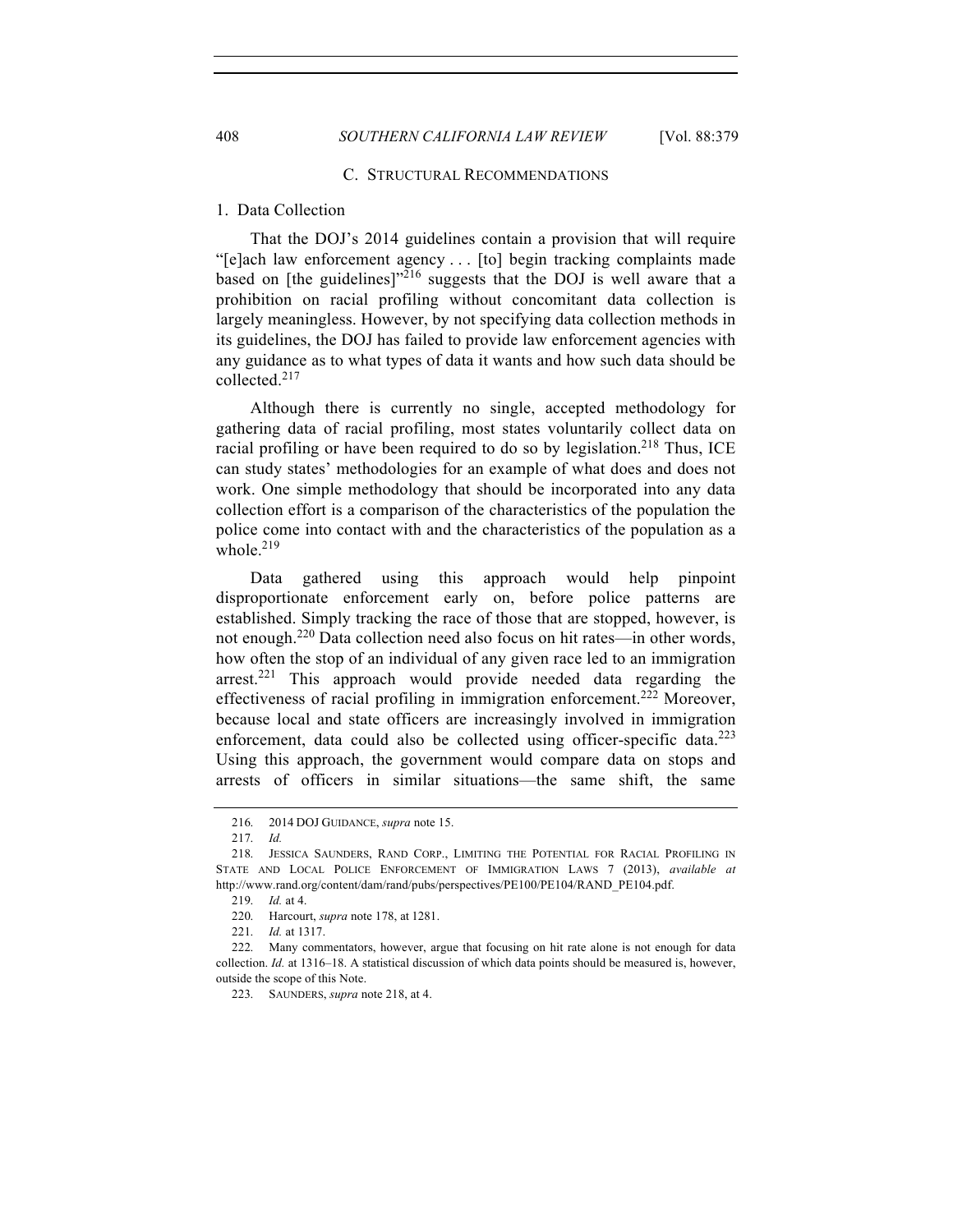### C. STRUCTURAL RECOMMENDATIONS

#### 1. Data Collection

That the DOJ's 2014 guidelines contain a provision that will require "[e]ach law enforcement agency . . . [to] begin tracking complaints made based on [the guidelines]"[216] suggests that the DOJ is well aware that a prohibition on racial profiling without concomitant data collection is largely meaningless. However, by not specifying data collection methods in its guidelines, the DOJ has failed to provide law enforcement agencies with any guidance as to what types of data it wants and how such data should be collected.[217]

Although there is currently no single, accepted methodology for gathering data of racial profiling, most states voluntarily collect data on racial profiling or have been required to do so by legislation.[218] Thus, ICE can study states' methodologies for an example of what does and does not work. One simple methodology that should be incorporated into any data collection effort is a comparison of the characteristics of the population the police come into contact with and the characteristics of the population as a whole.[219]

Data gathered using this approach would help pinpoint disproportionate enforcement early on, before police patterns are established. Simply tracking the race of those that are stopped, however, is not enough.[220] Data collection need also focus on hit rates—in other words, how often the stop of an individual of any given race led to an immigration arrest.[221] This approach would provide needed data regarding the effectiveness of racial profiling in immigration enforcement.[222] Moreover, because local and state officers are increasingly involved in immigration enforcement, data could also be collected using officer-specific data.[223] Using this approach, the government would compare data on stops and arrests of officers in similar situations—the same shift, the same

---

216. 2014 DOJ GUIDANCE, *supra* note 15.

217. *Id.*

218. JESSICA SAUNDERS, RAND CORP., LIMITING THE POTENTIAL FOR RACIAL PROFILING IN STATE AND LOCAL POLICE ENFORCEMENT OF IMMIGRATION LAWS 7 (2013), *available at* http://www.rand.org/content/dam/rand/pubs/perspectives/PE100/PE104/RAND_PE104.pdf.

219. *Id.* at 4.

220. Harcourt, *supra* note 178, at 1281.

221. *Id.* at 1317.

222. Many commentators, however, argue that focusing on hit rate alone is not enough for data collection. *Id.* at 1316–18. A statistical discussion of which data points should be measured is, however, outside the scope of this Note.

223. SAUNDERS, *supra* note 218, at 4.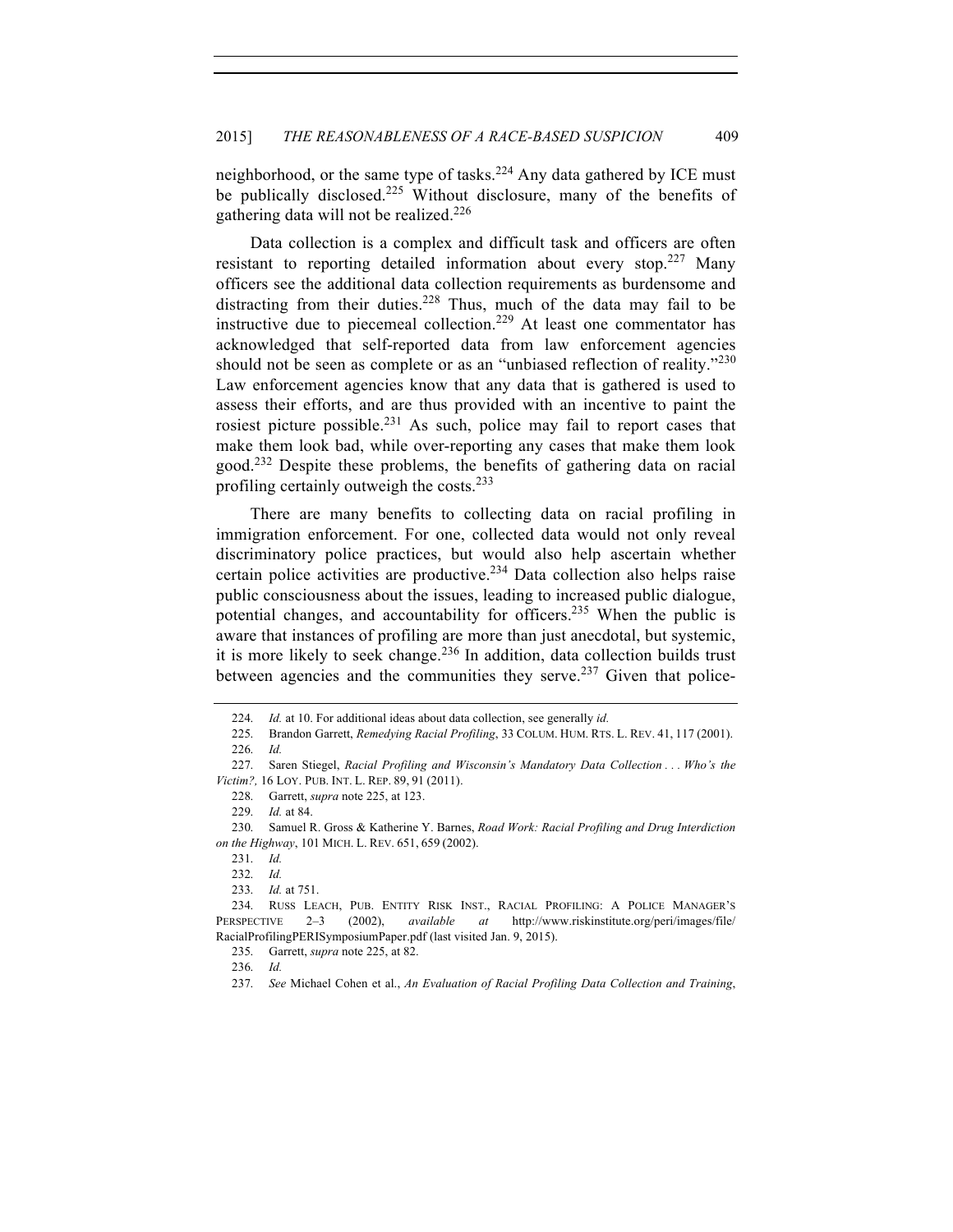neighborhood, or the same type of tasks.[224] Any data gathered by ICE must be publically disclosed.[225] Without disclosure, many of the benefits of gathering data will not be realized.[226]

Data collection is a complex and difficult task and officers are often resistant to reporting detailed information about every stop.[227] Many officers see the additional data collection requirements as burdensome and distracting from their duties.[228] Thus, much of the data may fail to be instructive due to piecemeal collection.[229] At least one commentator has acknowledged that self-reported data from law enforcement agencies should not be seen as complete or as an "unbiased reflection of reality."[230] Law enforcement agencies know that any data that is gathered is used to assess their efforts, and are thus provided with an incentive to paint the rosiest picture possible.[231] As such, police may fail to report cases that make them look bad, while over-reporting any cases that make them look good.[232] Despite these problems, the benefits of gathering data on racial profiling certainly outweigh the costs.[233]

There are many benefits to collecting data on racial profiling in immigration enforcement. For one, collected data would not only reveal discriminatory police practices, but would also help ascertain whether certain police activities are productive.[234] Data collection also helps raise public consciousness about the issues, leading to increased public dialogue, potential changes, and accountability for officers.[235] When the public is aware that instances of profiling are more than just anecdotal, but systemic, it is more likely to seek change.[236] In addition, data collection builds trust between agencies and the communities they serve.[237] Given that police-

---

224. *Id.* at 10. For additional ideas about data collection, see generally *id.*

225. Brandon Garrett, *Remedying Racial Profiling*, 33 COLUM. HUM. RTS. L. REV. 41, 117 (2001).

226. *Id.*

227. Saren Stiegel, *Racial Profiling and Wisconsin's Mandatory Data Collection . . . Who's the Victim?,* 16 LOY. PUB. INT. L. REP. 89, 91 (2011).

228. Garrett, *supra* note 225, at 123.

229. *Id.* at 84.

230. Samuel R. Gross & Katherine Y. Barnes, *Road Work: Racial Profiling and Drug Interdiction on the Highway*, 101 MICH. L. REV. 651, 659 (2002).

231. *Id.*

232. *Id.*

233. *Id.* at 751.

234. RUSS LEACH, PUB. ENTITY RISK INST., RACIAL PROFILING: A POLICE MANAGER'S PERSPECTIVE 2–3 (2002), *available at* http://www.riskinstitute.org/peri/images/file/RacialProfilingPERISymposiumPaper.pdf (last visited Jan. 9, 2015).

235. Garrett, *supra* note 225, at 82.

236. *Id.*

237. *See* Michael Cohen et al., *An Evaluation of Racial Profiling Data Collection and Training*,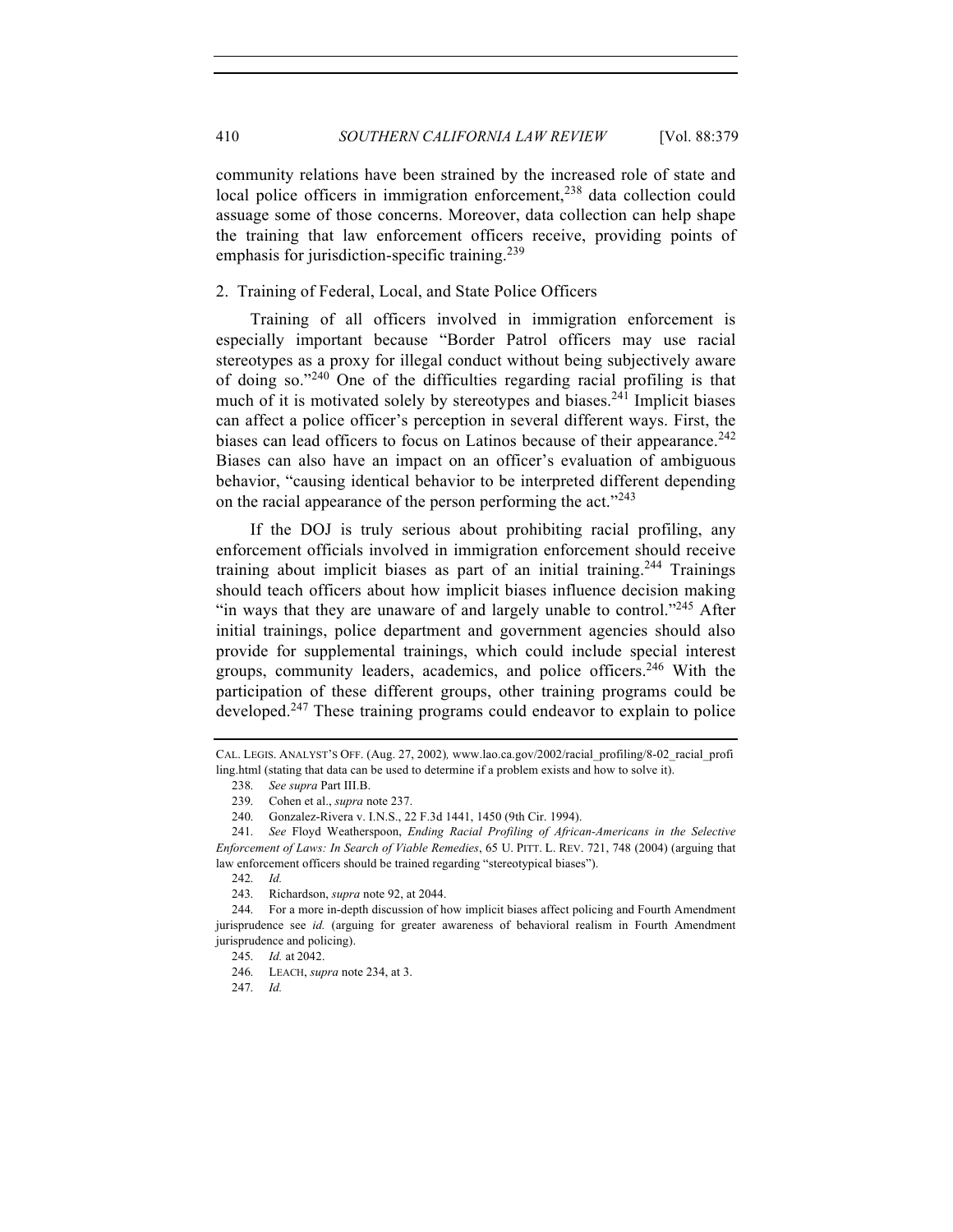community relations have been strained by the increased role of state and local police officers in immigration enforcement,[238] data collection could assuage some of those concerns. Moreover, data collection can help shape the training that law enforcement officers receive, providing points of emphasis for jurisdiction-specific training.[239]

2. Training of Federal, Local, and State Police Officers

Training of all officers involved in immigration enforcement is especially important because "Border Patrol officers may use racial stereotypes as a proxy for illegal conduct without being subjectively aware of doing so."[240] One of the difficulties regarding racial profiling is that much of it is motivated solely by stereotypes and biases.[241] Implicit biases can affect a police officer's perception in several different ways. First, the biases can lead officers to focus on Latinos because of their appearance.[242] Biases can also have an impact on an officer's evaluation of ambiguous behavior, "causing identical behavior to be interpreted different depending on the racial appearance of the person performing the act."[243]

If the DOJ is truly serious about prohibiting racial profiling, any enforcement officials involved in immigration enforcement should receive training about implicit biases as part of an initial training.[244] Trainings should teach officers about how implicit biases influence decision making "in ways that they are unaware of and largely unable to control."[245] After initial trainings, police department and government agencies should also provide for supplemental trainings, which could include special interest groups, community leaders, academics, and police officers.[246] With the participation of these different groups, other training programs could be developed.[247] These training programs could endeavor to explain to police

---

CAL. LEGIS. ANALYST'S OFF. (Aug. 27, 2002), www.lao.ca.gov/2002/racial_profiling/8-02_racial_profiling.html (stating that data can be used to determine if a problem exists and how to solve it).

238. *See supra* Part III.B.

239. Cohen et al., *supra* note 237.

240. Gonzalez-Rivera v. I.N.S., 22 F.3d 1441, 1450 (9th Cir. 1994).

241. *See* Floyd Weatherspoon, *Ending Racial Profiling of African-Americans in the Selective Enforcement of Laws: In Search of Viable Remedies*, 65 U. PITT. L. REV. 721, 748 (2004) (arguing that law enforcement officers should be trained regarding "stereotypical biases").

242. *Id.*

243. Richardson, *supra* note 92, at 2044.

244. For a more in-depth discussion of how implicit biases affect policing and Fourth Amendment jurisprudence see *id.* (arguing for greater awareness of behavioral realism in Fourth Amendment jurisprudence and policing).

245. *Id.* at 2042.

246. LEACH, *supra* note 234, at 3.

247. *Id.*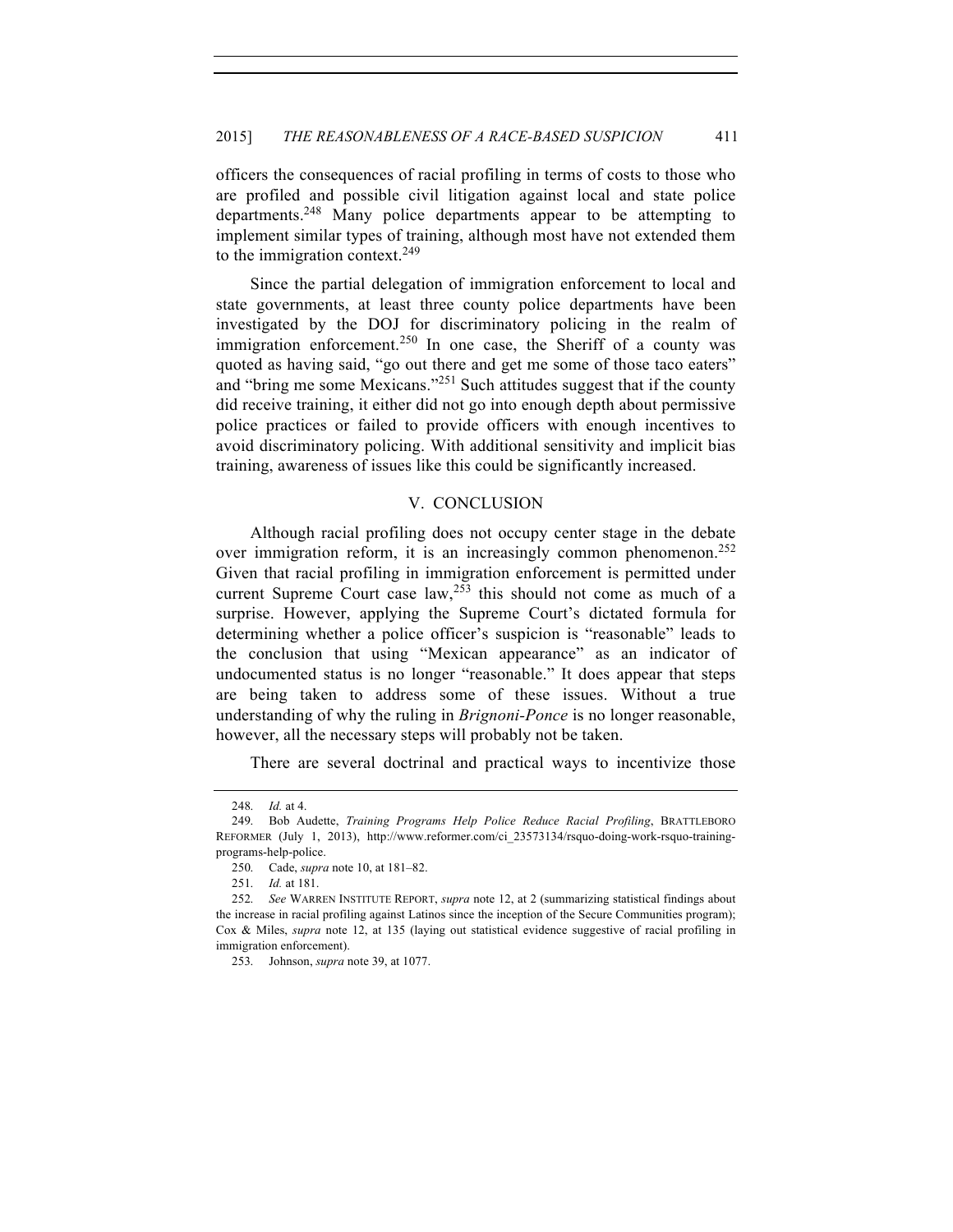officers the consequences of racial profiling in terms of costs to those who are profiled and possible civil litigation against local and state police departments.[248] Many police departments appear to be attempting to implement similar types of training, although most have not extended them to the immigration context.[249]

Since the partial delegation of immigration enforcement to local and state governments, at least three county police departments have been investigated by the DOJ for discriminatory policing in the realm of immigration enforcement.[250] In one case, the Sheriff of a county was quoted as having said, "go out there and get me some of those taco eaters" and "bring me some Mexicans."[251] Such attitudes suggest that if the county did receive training, it either did not go into enough depth about permissive police practices or failed to provide officers with enough incentives to avoid discriminatory policing. With additional sensitivity and implicit bias training, awareness of issues like this could be significantly increased.

## V. CONCLUSION

Although racial profiling does not occupy center stage in the debate over immigration reform, it is an increasingly common phenomenon.[252] Given that racial profiling in immigration enforcement is permitted under current Supreme Court case law,[253] this should not come as much of a surprise. However, applying the Supreme Court's dictated formula for determining whether a police officer's suspicion is "reasonable" leads to the conclusion that using "Mexican appearance" as an indicator of undocumented status is no longer "reasonable." It does appear that steps are being taken to address some of these issues. Without a true understanding of why the ruling in *Brignoni-Ponce* is no longer reasonable, however, all the necessary steps will probably not be taken.

There are several doctrinal and practical ways to incentivize those

---

248. *Id.* at 4.

249. Bob Audette, *Training Programs Help Police Reduce Racial Profiling*, BRATTLEBORO REFORMER (July 1, 2013), http://www.reformer.com/ci_23573134/rsquo-doing-work-rsquo-training-programs-help-police.

250. Cade, *supra* note 10, at 181–82.

251. *Id.* at 181.

252. *See* WARREN INSTITUTE REPORT, *supra* note 12, at 2 (summarizing statistical findings about the increase in racial profiling against Latinos since the inception of the Secure Communities program); Cox & Miles, *supra* note 12, at 135 (laying out statistical evidence suggestive of racial profiling in immigration enforcement).

253. Johnson, *supra* note 39, at 1077.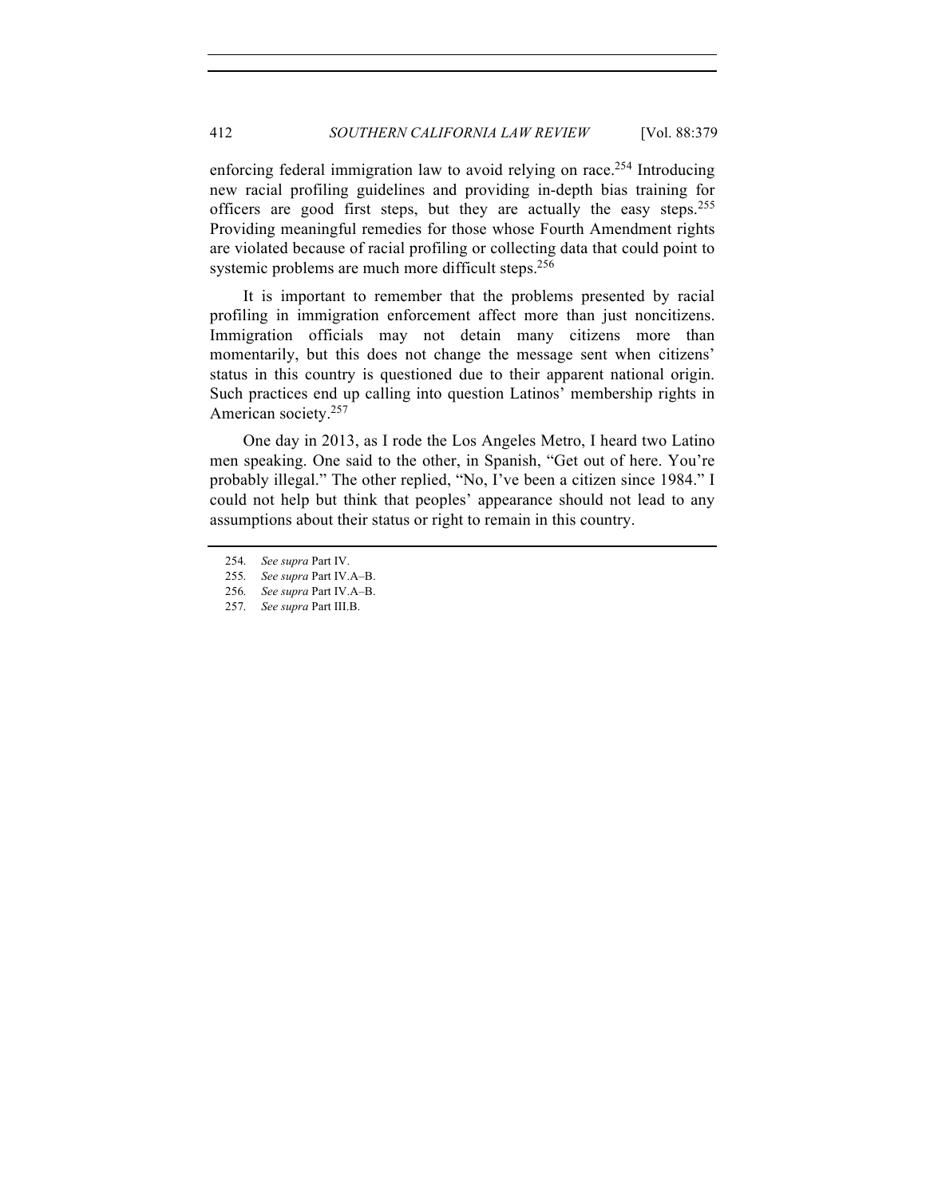enforcing federal immigration law to avoid relying on race.[254] Introducing new racial profiling guidelines and providing in-depth bias training for officers are good first steps, but they are actually the easy steps.[255] Providing meaningful remedies for those whose Fourth Amendment rights are violated because of racial profiling or collecting data that could point to systemic problems are much more difficult steps.[256]

It is important to remember that the problems presented by racial profiling in immigration enforcement affect more than just noncitizens. Immigration officials may not detain many citizens more than momentarily, but this does not change the message sent when citizens' status in this country is questioned due to their apparent national origin. Such practices end up calling into question Latinos' membership rights in American society.[257]

One day in 2013, as I rode the Los Angeles Metro, I heard two Latino men speaking. One said to the other, in Spanish, "Get out of here. You're probably illegal." The other replied, "No, I've been a citizen since 1984." I could not help but think that peoples' appearance should not lead to any assumptions about their status or right to remain in this country.

---

254. *See supra* Part IV.

255. *See supra* Part IV.A–B.

256. *See supra* Part IV.A–B.

257. *See supra* Part III.B.